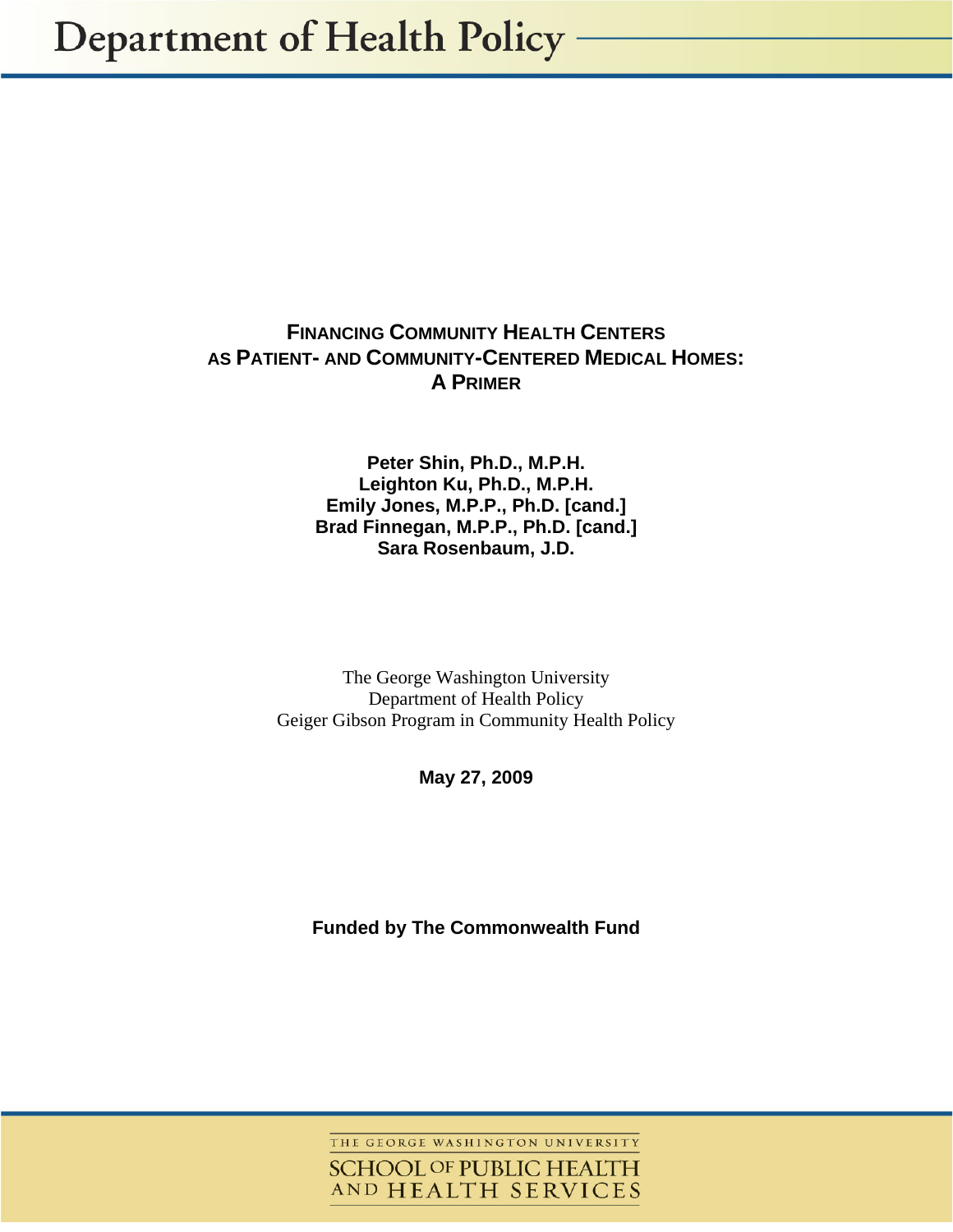Department of Health Policy

# FINANCING COMMUNITY HEALTH CENTERS AS PATIENT- AND COMMUNITY-CENTERED MEDICAL HOMES: A PRIMER

**Peter Shin, Ph.D., M.P.H.**
**Leighton Ku, Ph.D., M.P.H.**
**Emily Jones, M.P.P., Ph.D. [cand.]**
**Brad Finnegan, M.P.P., Ph.D. [cand.]**
**Sara Rosenbaum, J.D.**

The George Washington University
Department of Health Policy
Geiger Gibson Program in Community Health Policy

**May 27, 2009**

**Funded by The Commonwealth Fund**

THE GEORGE WASHINGTON UNIVERSITY
SCHOOL OF PUBLIC HEALTH AND HEALTH SERVICES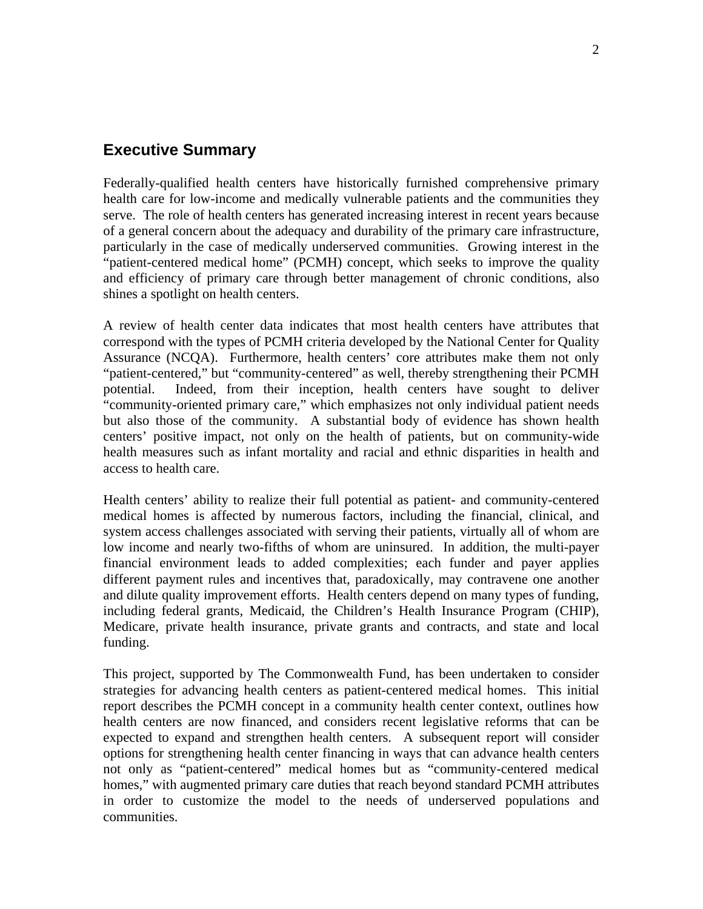## Executive Summary

Federally-qualified health centers have historically furnished comprehensive primary health care for low-income and medically vulnerable patients and the communities they serve. The role of health centers has generated increasing interest in recent years because of a general concern about the adequacy and durability of the primary care infrastructure, particularly in the case of medically underserved communities. Growing interest in the "patient-centered medical home" (PCMH) concept, which seeks to improve the quality and efficiency of primary care through better management of chronic conditions, also shines a spotlight on health centers.

A review of health center data indicates that most health centers have attributes that correspond with the types of PCMH criteria developed by the National Center for Quality Assurance (NCQA). Furthermore, health centers' core attributes make them not only "patient-centered," but "community-centered" as well, thereby strengthening their PCMH potential. Indeed, from their inception, health centers have sought to deliver "community-oriented primary care," which emphasizes not only individual patient needs but also those of the community. A substantial body of evidence has shown health centers' positive impact, not only on the health of patients, but on community-wide health measures such as infant mortality and racial and ethnic disparities in health and access to health care.

Health centers' ability to realize their full potential as patient- and community-centered medical homes is affected by numerous factors, including the financial, clinical, and system access challenges associated with serving their patients, virtually all of whom are low income and nearly two-fifths of whom are uninsured. In addition, the multi-payer financial environment leads to added complexities; each funder and payer applies different payment rules and incentives that, paradoxically, may contravene one another and dilute quality improvement efforts. Health centers depend on many types of funding, including federal grants, Medicaid, the Children's Health Insurance Program (CHIP), Medicare, private health insurance, private grants and contracts, and state and local funding.

This project, supported by The Commonwealth Fund, has been undertaken to consider strategies for advancing health centers as patient-centered medical homes. This initial report describes the PCMH concept in a community health center context, outlines how health centers are now financed, and considers recent legislative reforms that can be expected to expand and strengthen health centers. A subsequent report will consider options for strengthening health center financing in ways that can advance health centers not only as "patient-centered" medical homes but as "community-centered medical homes," with augmented primary care duties that reach beyond standard PCMH attributes in order to customize the model to the needs of underserved populations and communities.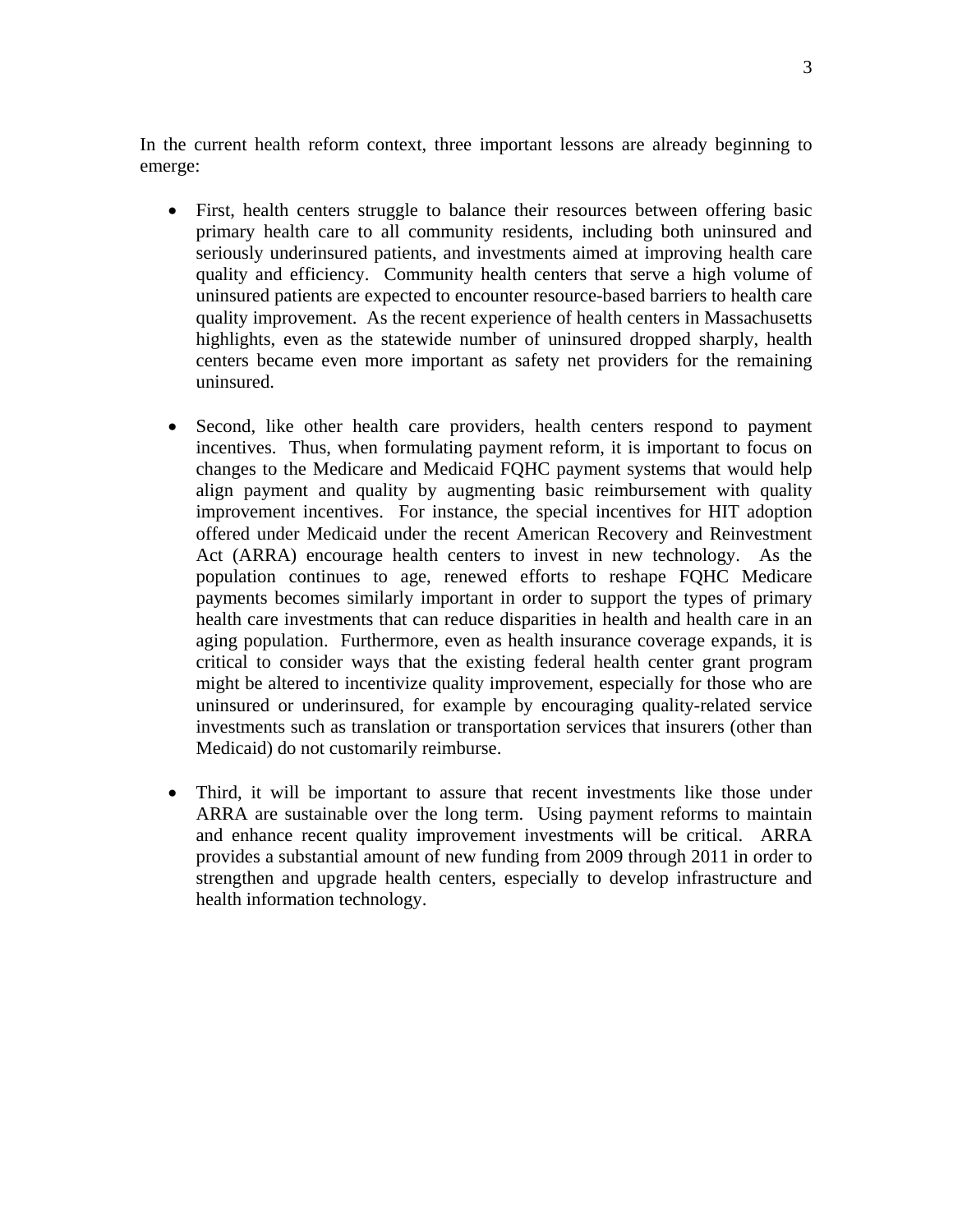In the current health reform context, three important lessons are already beginning to emerge:

- First, health centers struggle to balance their resources between offering basic primary health care to all community residents, including both uninsured and seriously underinsured patients, and investments aimed at improving health care quality and efficiency. Community health centers that serve a high volume of uninsured patients are expected to encounter resource-based barriers to health care quality improvement. As the recent experience of health centers in Massachusetts highlights, even as the statewide number of uninsured dropped sharply, health centers became even more important as safety net providers for the remaining uninsured.

- Second, like other health care providers, health centers respond to payment incentives. Thus, when formulating payment reform, it is important to focus on changes to the Medicare and Medicaid FQHC payment systems that would help align payment and quality by augmenting basic reimbursement with quality improvement incentives. For instance, the special incentives for HIT adoption offered under Medicaid under the recent American Recovery and Reinvestment Act (ARRA) encourage health centers to invest in new technology. As the population continues to age, renewed efforts to reshape FQHC Medicare payments becomes similarly important in order to support the types of primary health care investments that can reduce disparities in health and health care in an aging population. Furthermore, even as health insurance coverage expands, it is critical to consider ways that the existing federal health center grant program might be altered to incentivize quality improvement, especially for those who are uninsured or underinsured, for example by encouraging quality-related service investments such as translation or transportation services that insurers (other than Medicaid) do not customarily reimburse.

- Third, it will be important to assure that recent investments like those under ARRA are sustainable over the long term. Using payment reforms to maintain and enhance recent quality improvement investments will be critical. ARRA provides a substantial amount of new funding from 2009 through 2011 in order to strengthen and upgrade health centers, especially to develop infrastructure and health information technology.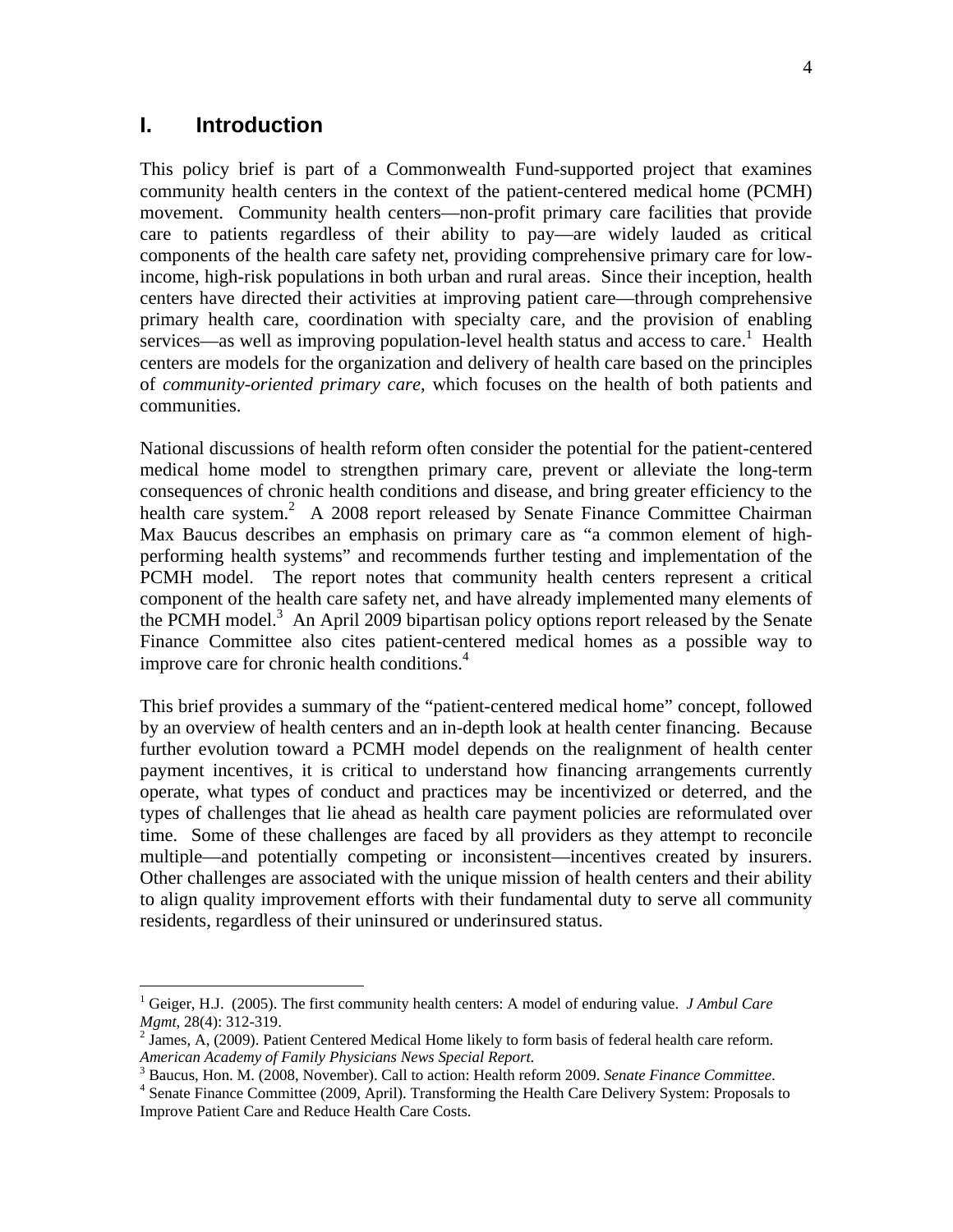# I. Introduction

This policy brief is part of a Commonwealth Fund-supported project that examines community health centers in the context of the patient-centered medical home (PCMH) movement. Community health centers—non-profit primary care facilities that provide care to patients regardless of their ability to pay—are widely lauded as critical components of the health care safety net, providing comprehensive primary care for low-income, high-risk populations in both urban and rural areas. Since their inception, health centers have directed their activities at improving patient care—through comprehensive primary health care, coordination with specialty care, and the provision of enabling services—as well as improving population-level health status and access to care.[1] Health centers are models for the organization and delivery of health care based on the principles of *community-oriented primary care*, which focuses on the health of both patients and communities.

National discussions of health reform often consider the potential for the patient-centered medical home model to strengthen primary care, prevent or alleviate the long-term consequences of chronic health conditions and disease, and bring greater efficiency to the health care system.[2] A 2008 report released by Senate Finance Committee Chairman Max Baucus describes an emphasis on primary care as "a common element of high-performing health systems" and recommends further testing and implementation of the PCMH model. The report notes that community health centers represent a critical component of the health care safety net, and have already implemented many elements of the PCMH model.[3] An April 2009 bipartisan policy options report released by the Senate Finance Committee also cites patient-centered medical homes as a possible way to improve care for chronic health conditions.[4]

This brief provides a summary of the "patient-centered medical home" concept, followed by an overview of health centers and an in-depth look at health center financing. Because further evolution toward a PCMH model depends on the realignment of health center payment incentives, it is critical to understand how financing arrangements currently operate, what types of conduct and practices may be incentivized or deterred, and the types of challenges that lie ahead as health care payment policies are reformulated over time. Some of these challenges are faced by all providers as they attempt to reconcile multiple—and potentially competing or inconsistent—incentives created by insurers. Other challenges are associated with the unique mission of health centers and their ability to align quality improvement efforts with their fundamental duty to serve all community residents, regardless of their uninsured or underinsured status.

---

[1] Geiger, H.J. (2005). The first community health centers: A model of enduring value. *J Ambul Care Mgmt,* 28(4): 312-319.

[2] James, A, (2009). Patient Centered Medical Home likely to form basis of federal health care reform. *American Academy of Family Physicians News Special Report.*

[3] Baucus, Hon. M. (2008, November). Call to action: Health reform 2009. *Senate Finance Committee.*

[4] Senate Finance Committee (2009, April). Transforming the Health Care Delivery System: Proposals to Improve Patient Care and Reduce Health Care Costs.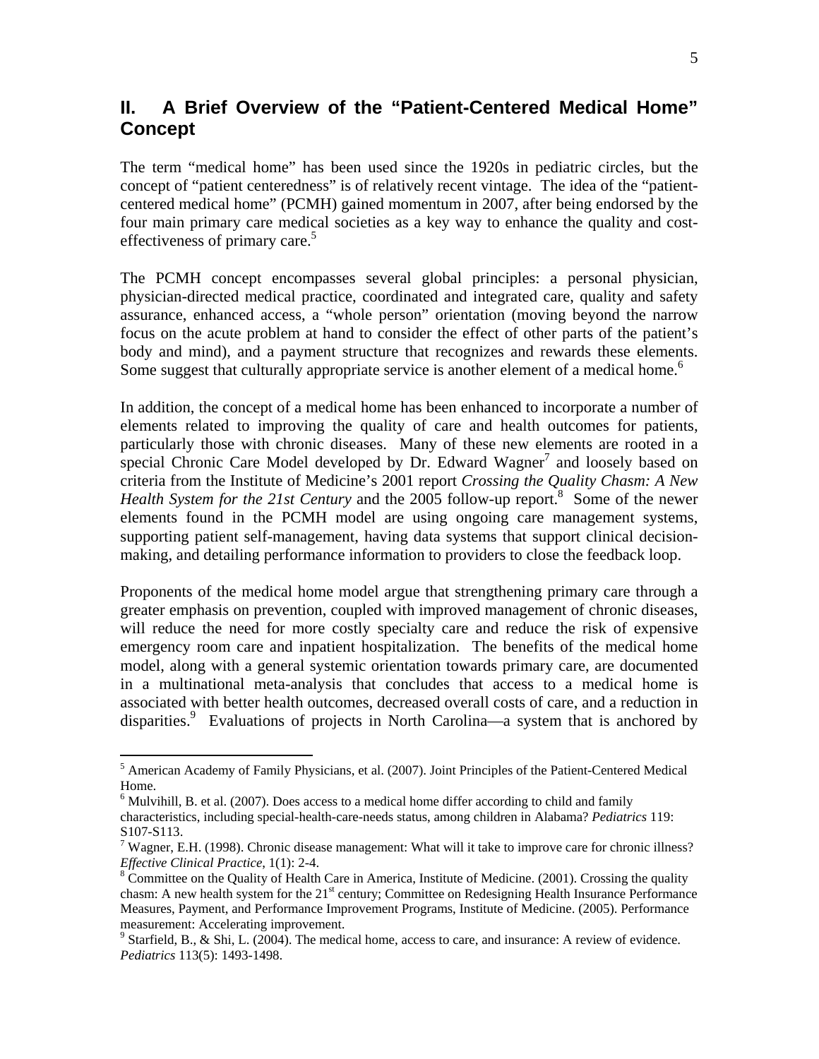## II. A Brief Overview of the "Patient-Centered Medical Home" Concept

The term "medical home" has been used since the 1920s in pediatric circles, but the concept of "patient centeredness" is of relatively recent vintage. The idea of the "patient-centered medical home" (PCMH) gained momentum in 2007, after being endorsed by the four main primary care medical societies as a key way to enhance the quality and cost-effectiveness of primary care.[5]

The PCMH concept encompasses several global principles: a personal physician, physician-directed medical practice, coordinated and integrated care, quality and safety assurance, enhanced access, a "whole person" orientation (moving beyond the narrow focus on the acute problem at hand to consider the effect of other parts of the patient's body and mind), and a payment structure that recognizes and rewards these elements. Some suggest that culturally appropriate service is another element of a medical home.[6]

In addition, the concept of a medical home has been enhanced to incorporate a number of elements related to improving the quality of care and health outcomes for patients, particularly those with chronic diseases. Many of these new elements are rooted in a special Chronic Care Model developed by Dr. Edward Wagner[7] and loosely based on criteria from the Institute of Medicine's 2001 report *Crossing the Quality Chasm: A New Health System for the 21st Century* and the 2005 follow-up report.[8] Some of the newer elements found in the PCMH model are using ongoing care management systems, supporting patient self-management, having data systems that support clinical decision-making, and detailing performance information to providers to close the feedback loop.

Proponents of the medical home model argue that strengthening primary care through a greater emphasis on prevention, coupled with improved management of chronic diseases, will reduce the need for more costly specialty care and reduce the risk of expensive emergency room care and inpatient hospitalization. The benefits of the medical home model, along with a general systemic orientation towards primary care, are documented in a multinational meta-analysis that concludes that access to a medical home is associated with better health outcomes, decreased overall costs of care, and a reduction in disparities.[9] Evaluations of projects in North Carolina—a system that is anchored by

---

[5] American Academy of Family Physicians, et al. (2007). Joint Principles of the Patient-Centered Medical Home.

[6] Mulvihill, B. et al. (2007). Does access to a medical home differ according to child and family characteristics, including special-health-care-needs status, among children in Alabama? *Pediatrics* 119: S107-S113.

[7] Wagner, E.H. (1998). Chronic disease management: What will it take to improve care for chronic illness? *Effective Clinical Practice*, 1(1): 2-4.

[8] Committee on the Quality of Health Care in America, Institute of Medicine. (2001). Crossing the quality chasm: A new health system for the 21st century; Committee on Redesigning Health Insurance Performance Measures, Payment, and Performance Improvement Programs, Institute of Medicine. (2005). Performance measurement: Accelerating improvement.

[9] Starfield, B., & Shi, L. (2004). The medical home, access to care, and insurance: A review of evidence. *Pediatrics* 113(5): 1493-1498.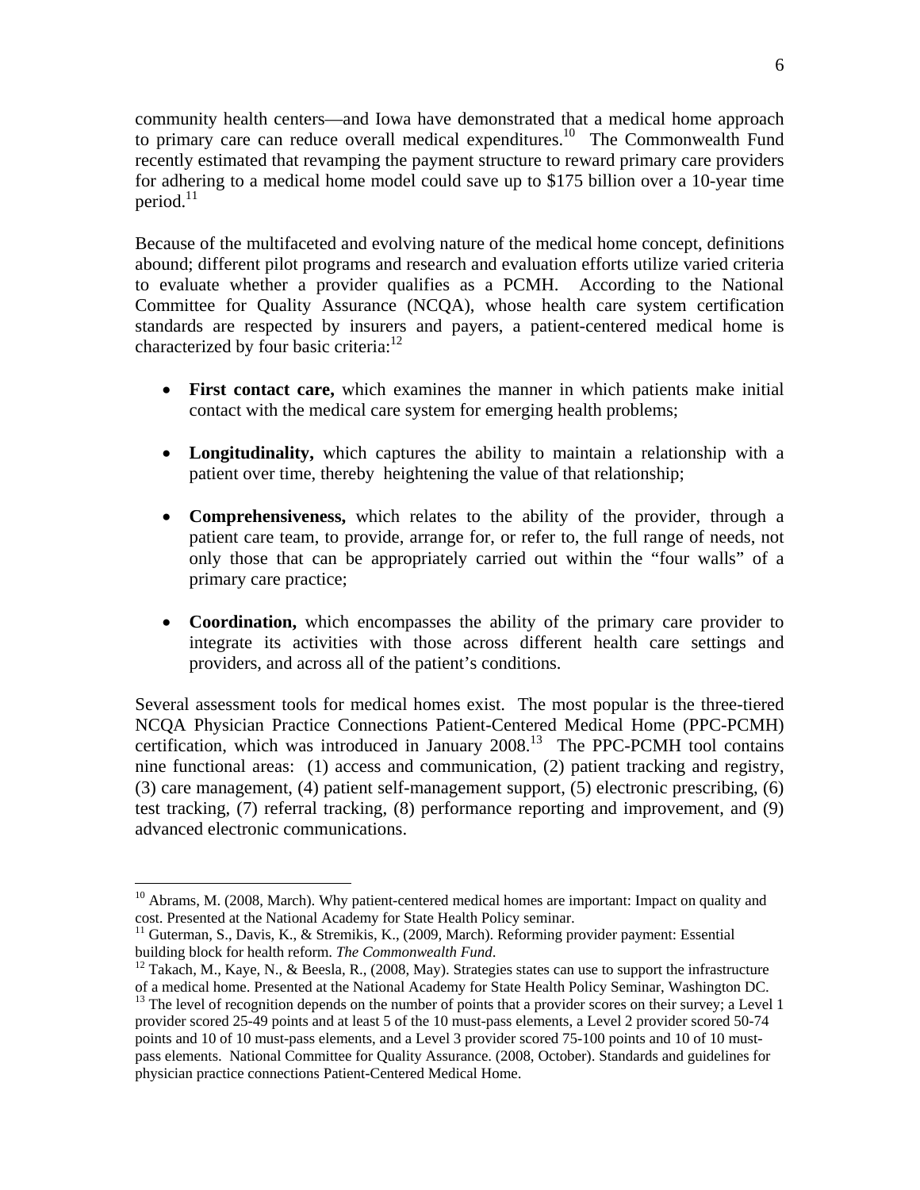community health centers—and Iowa have demonstrated that a medical home approach to primary care can reduce overall medical expenditures.[10] The Commonwealth Fund recently estimated that revamping the payment structure to reward primary care providers for adhering to a medical home model could save up to $175 billion over a 10-year time period.[11]

Because of the multifaceted and evolving nature of the medical home concept, definitions abound; different pilot programs and research and evaluation efforts utilize varied criteria to evaluate whether a provider qualifies as a PCMH. According to the National Committee for Quality Assurance (NCQA), whose health care system certification standards are respected by insurers and payers, a patient-centered medical home is characterized by four basic criteria:[12]

- **First contact care,** which examines the manner in which patients make initial contact with the medical care system for emerging health problems;
- **Longitudinality,** which captures the ability to maintain a relationship with a patient over time, thereby heightening the value of that relationship;
- **Comprehensiveness,** which relates to the ability of the provider, through a patient care team, to provide, arrange for, or refer to, the full range of needs, not only those that can be appropriately carried out within the "four walls" of a primary care practice;
- **Coordination,** which encompasses the ability of the primary care provider to integrate its activities with those across different health care settings and providers, and across all of the patient's conditions.

Several assessment tools for medical homes exist. The most popular is the three-tiered NCQA Physician Practice Connections Patient-Centered Medical Home (PPC-PCMH) certification, which was introduced in January 2008.[13] The PPC-PCMH tool contains nine functional areas: (1) access and communication, (2) patient tracking and registry, (3) care management, (4) patient self-management support, (5) electronic prescribing, (6) test tracking, (7) referral tracking, (8) performance reporting and improvement, and (9) advanced electronic communications.

---

[10] Abrams, M. (2008, March). Why patient-centered medical homes are important: Impact on quality and cost. Presented at the National Academy for State Health Policy seminar.

[11] Guterman, S., Davis, K., & Stremikis, K., (2009, March). Reforming provider payment: Essential building block for health reform. *The Commonwealth Fund*.

[12] Takach, M., Kaye, N., & Beesla, R., (2008, May). Strategies states can use to support the infrastructure of a medical home. Presented at the National Academy for State Health Policy Seminar, Washington DC.

[13] The level of recognition depends on the number of points that a provider scores on their survey; a Level 1 provider scored 25-49 points and at least 5 of the 10 must-pass elements, a Level 2 provider scored 50-74 points and 10 of 10 must-pass elements, and a Level 3 provider scored 75-100 points and 10 of 10 must-pass elements. National Committee for Quality Assurance. (2008, October). Standards and guidelines for physician practice connections Patient-Centered Medical Home.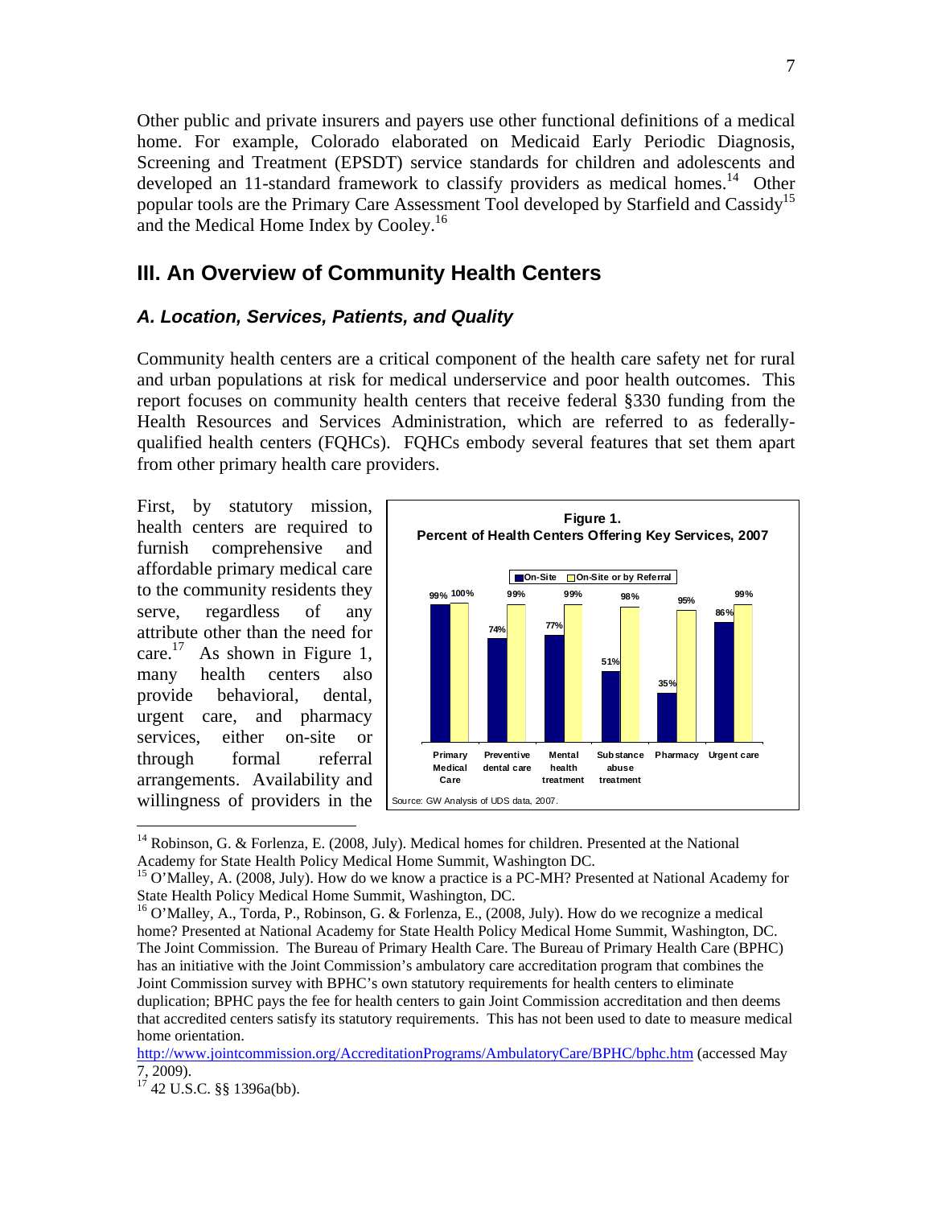Other public and private insurers and payers use other functional definitions of a medical home. For example, Colorado elaborated on Medicaid Early Periodic Diagnosis, Screening and Treatment (EPSDT) service standards for children and adolescents and developed an 11-standard framework to classify providers as medical homes.[14] Other popular tools are the Primary Care Assessment Tool developed by Starfield and Cassidy[15] and the Medical Home Index by Cooley.[16]

## III. An Overview of Community Health Centers

### *A. Location, Services, Patients, and Quality*

Community health centers are a critical component of the health care safety net for rural and urban populations at risk for medical underservice and poor health outcomes. This report focuses on community health centers that receive federal §330 funding from the Health Resources and Services Administration, which are referred to as federally-qualified health centers (FQHCs). FQHCs embody several features that set them apart from other primary health care providers.

First, by statutory mission, health centers are required to furnish comprehensive and affordable primary medical care to the community residents they serve, regardless of any attribute other than the need for care.[17] As shown in Figure 1, many health centers also provide behavioral, dental, urgent care, and pharmacy services, either on-site or through formal referral arrangements. Availability and willingness of providers in the

**Figure 1.**
**Percent of Health Centers Offering Key Services, 2007**

| Service | On-Site | On-Site or by Referral |
|---|---|---|
| Primary Medical Care | 99% | 100% |
| Preventive dental care | 74% | 99% |
| Mental health treatment | 77% | 99% |
| Substance abuse treatment | 51% | 98% |
| Pharmacy | 35% | 95% |
| Urgent care | 86% | 99% |

Source: GW Analysis of UDS data, 2007.

---

[14] Robinson, G. & Forlenza, E. (2008, July). Medical homes for children. Presented at the National Academy for State Health Policy Medical Home Summit, Washington DC.

[15] O'Malley, A. (2008, July). How do we know a practice is a PC-MH? Presented at National Academy for State Health Policy Medical Home Summit, Washington, DC.

[16] O'Malley, A., Torda, P., Robinson, G. & Forlenza, E., (2008, July). How do we recognize a medical home? Presented at National Academy for State Health Policy Medical Home Summit, Washington, DC. The Joint Commission. The Bureau of Primary Health Care. The Bureau of Primary Health Care (BPHC) has an initiative with the Joint Commission's ambulatory care accreditation program that combines the Joint Commission survey with BPHC's own statutory requirements for health centers to eliminate duplication; BPHC pays the fee for health centers to gain Joint Commission accreditation and then deems that accredited centers satisfy its statutory requirements. This has not been used to date to measure medical home orientation.
http://www.jointcommission.org/AccreditationPrograms/AmbulatoryCare/BPHC/bphc.htm (accessed May 7, 2009).

[17] 42 U.S.C. §§ 1396a(bb).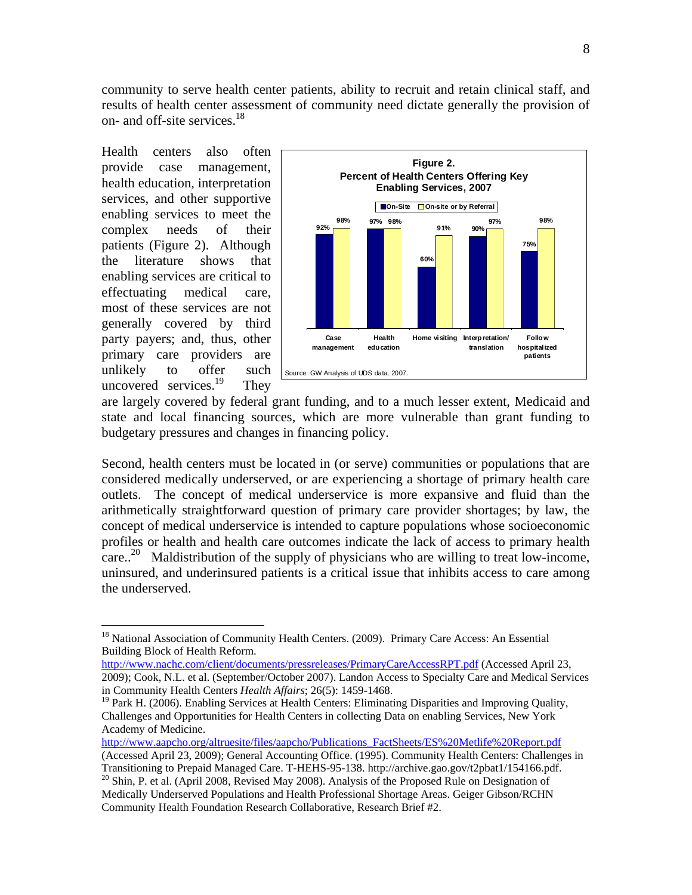community to serve health center patients, ability to recruit and retain clinical staff, and results of health center assessment of community need dictate generally the provision of on- and off-site services.[18]

Health centers also often provide case management, health education, interpretation services, and other supportive enabling services to meet the complex needs of their patients (Figure 2). Although the literature shows that enabling services are critical to effectuating medical care, most of these services are not generally covered by third party payers; and, thus, other primary care providers are unlikely to offer such uncovered services.[19] They are largely covered by federal grant funding, and to a much lesser extent, Medicaid and state and local financing sources, which are more vulnerable than grant funding to budgetary pressures and changes in financing policy.

**Figure 2. Percent of Health Centers Offering Key Enabling Services, 2007**

| Service | On-Site | On-site or by Referral |
|---|---|---|
| Case management | 92% | 98% |
| Health education | 97% | 98% |
| Home visiting | 60% | 91% |
| Interpretation/ translation | 90% | 97% |
| Follow hospitalized patients | 75% | 98% |

Source: GW Analysis of UDS data, 2007.

Second, health centers must be located in (or serve) communities or populations that are considered medically underserved, or are experiencing a shortage of primary health care outlets. The concept of medical underservice is more expansive and fluid than the arithmetically straightforward question of primary care provider shortages; by law, the concept of medical underservice is intended to capture populations whose socioeconomic profiles or health and health care outcomes indicate the lack of access to primary health care..[20] Maldistribution of the supply of physicians who are willing to treat low-income, uninsured, and underinsured patients is a critical issue that inhibits access to care among the underserved.

---

[18] National Association of Community Health Centers. (2009). Primary Care Access: An Essential Building Block of Health Reform. http://www.nachc.com/client/documents/pressreleases/PrimaryCareAccessRPT.pdf (Accessed April 23, 2009); Cook, N.L. et al. (September/October 2007). Landon Access to Specialty Care and Medical Services in Community Health Centers *Health Affairs*; 26(5): 1459-1468.

[19] Park H. (2006). Enabling Services at Health Centers: Eliminating Disparities and Improving Quality, Challenges and Opportunities for Health Centers in collecting Data on enabling Services, New York Academy of Medicine. http://www.aapcho.org/altruesite/files/aapcho/Publications_FactSheets/ES%20Metlife%20Report.pdf (Accessed April 23, 2009); General Accounting Office. (1995). Community Health Centers: Challenges in Transitioning to Prepaid Managed Care. T-HEHS-95-138. http://archive.gao.gov/t2pbat1/154166.pdf.

[20] Shin, P. et al. (April 2008, Revised May 2008). Analysis of the Proposed Rule on Designation of Medically Underserved Populations and Health Professional Shortage Areas. Geiger Gibson/RCHN Community Health Foundation Research Collaborative, Research Brief #2.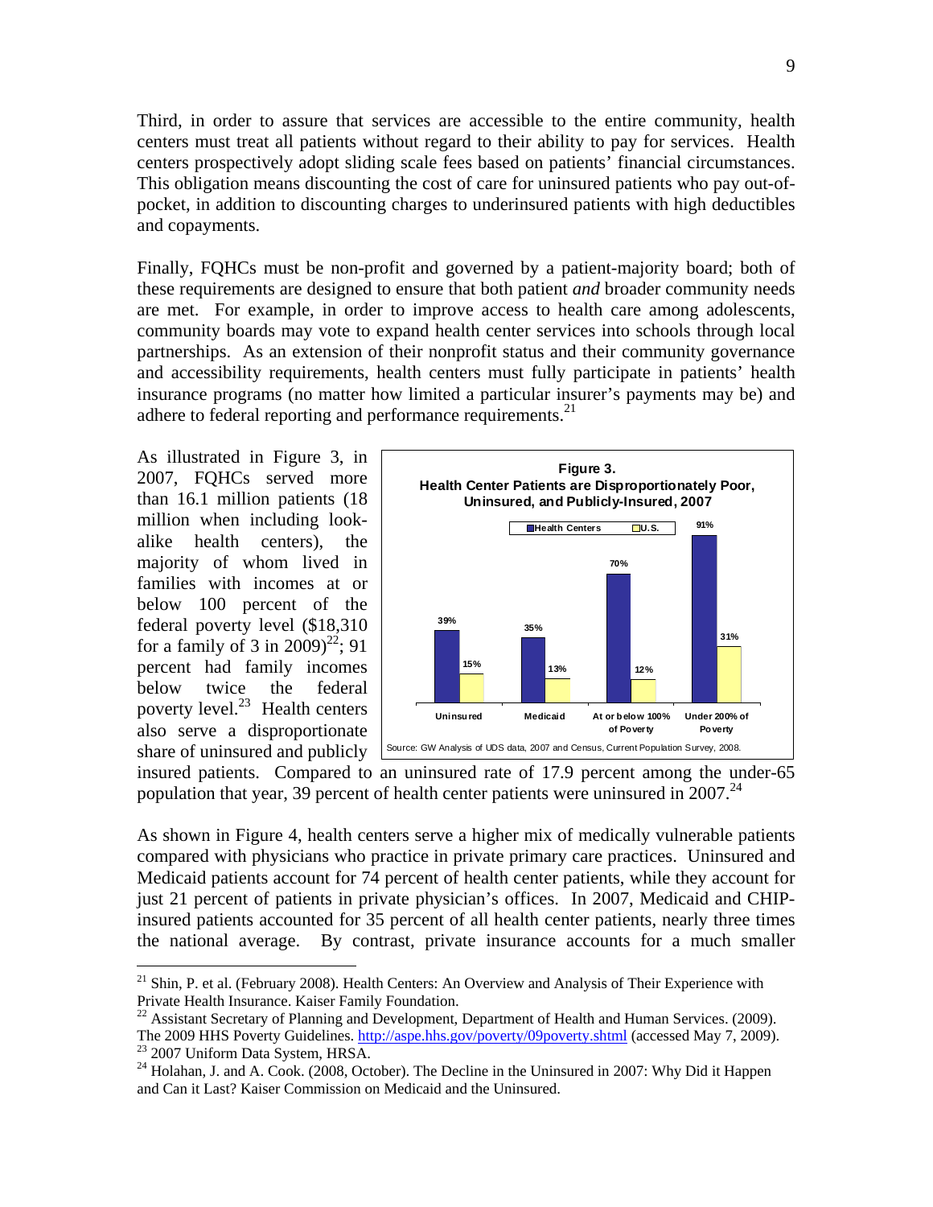Third, in order to assure that services are accessible to the entire community, health centers must treat all patients without regard to their ability to pay for services. Health centers prospectively adopt sliding scale fees based on patients' financial circumstances. This obligation means discounting the cost of care for uninsured patients who pay out-of-pocket, in addition to discounting charges to underinsured patients with high deductibles and copayments.

Finally, FQHCs must be non-profit and governed by a patient-majority board; both of these requirements are designed to ensure that both patient *and* broader community needs are met. For example, in order to improve access to health care among adolescents, community boards may vote to expand health center services into schools through local partnerships. As an extension of their nonprofit status and their community governance and accessibility requirements, health centers must fully participate in patients' health insurance programs (no matter how limited a particular insurer's payments may be) and adhere to federal reporting and performance requirements.[21]

As illustrated in Figure 3, in 2007, FQHCs served more than 16.1 million patients (18 million when including look-alike health centers), the majority of whom lived in families with incomes at or below 100 percent of the federal poverty level ($18,310 for a family of 3 in 2009)[22]; 91 percent had family incomes below twice the federal poverty level.[23] Health centers also serve a disproportionate share of uninsured and publicly insured patients. Compared to an uninsured rate of 17.9 percent among the under-65 population that year, 39 percent of health center patients were uninsured in 2007.[24]

**Figure 3. Health Center Patients are Disproportionately Poor, Uninsured, and Publicly-Insured, 2007**

| | Health Centers | U.S. |
|---|---|---|
| Uninsured | 39% | 15% |
| Medicaid | 35% | 13% |
| At or below 100% of Poverty | 70% | 12% |
| Under 200% of Poverty | 91% | 31% |

Source: GW Analysis of UDS data, 2007 and Census, Current Population Survey, 2008.

As shown in Figure 4, health centers serve a higher mix of medically vulnerable patients compared with physicians who practice in private primary care practices. Uninsured and Medicaid patients account for 74 percent of health center patients, while they account for just 21 percent of patients in private physician's offices. In 2007, Medicaid and CHIP-insured patients accounted for 35 percent of all health center patients, nearly three times the national average. By contrast, private insurance accounts for a much smaller

[21] Shin, P. et al. (February 2008). Health Centers: An Overview and Analysis of Their Experience with Private Health Insurance. Kaiser Family Foundation.

[22] Assistant Secretary of Planning and Development, Department of Health and Human Services. (2009). The 2009 HHS Poverty Guidelines. http://aspe.hhs.gov/poverty/09poverty.shtml (accessed May 7, 2009).

[23] 2007 Uniform Data System, HRSA.

[24] Holahan, J. and A. Cook. (2008, October). The Decline in the Uninsured in 2007: Why Did it Happen and Can it Last? Kaiser Commission on Medicaid and the Uninsured.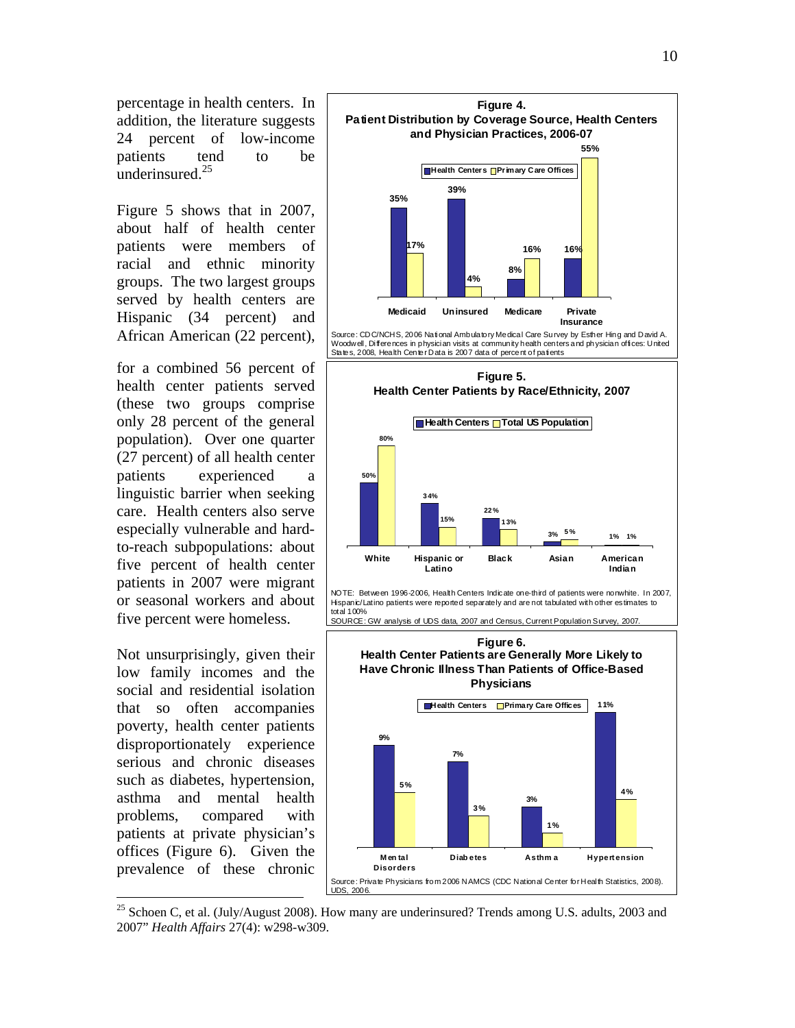percentage in health centers. In addition, the literature suggests 24 percent of low-income patients tend to be underinsured.[25]

Figure 5 shows that in 2007, about half of health center patients were members of racial and ethnic minority groups. The two largest groups served by health centers are Hispanic (34 percent) and African American (22 percent), for a combined 56 percent of health center patients served (these two groups comprise only 28 percent of the general population). Over one quarter (27 percent) of all health center patients experienced a linguistic barrier when seeking care. Health centers also serve especially vulnerable and hard-to-reach subpopulations: about five percent of health center patients in 2007 were migrant or seasonal workers and about five percent were homeless.

Not unsurprisingly, given their low family incomes and the social and residential isolation that so often accompanies poverty, health center patients disproportionately experience serious and chronic diseases such as diabetes, hypertension, asthma and mental health problems, compared with patients at private physician's offices (Figure 6). Given the prevalence of these chronic

**Figure 4. Patient Distribution by Coverage Source, Health Centers and Physician Practices, 2006-07**

| | Health Centers | Primary Care Offices |
|---|---|---|
| Medicaid | 35% | 17% |
| Uninsured | 39% | 4% |
| Medicare | 8% | 16% |
| Private Insurance | 16% | 55% |

Source: CDC/NCHS, 2006 National Ambulatory Medical Care Survey by Esther Hing and David A. Woodwell, Differences in physician visits at community health centers and physician offices: United States, 2008, Health Center Data is 2007 data of percent of patients

**Figure 5. Health Center Patients by Race/Ethnicity, 2007**

| | Health Centers | Total US Population |
|---|---|---|
| White | 50% | 80% |
| Hispanic or Latino | 34% | 15% |
| Black | 22% | 13% |
| Asian | 3% | 5% |
| American Indian | 1% | 1% |

NOTE: Between 1996-2006, Health Centers Indicate one-third of patients were nonwhite. In 2007, Hispanic/Latino patients were reported separately and are not tabulated with other estimates to total 100%
SOURCE: GW analysis of UDS data, 2007 and Census, Current Population Survey, 2007.

**Figure 6. Health Center Patients are Generally More Likely to Have Chronic Illness Than Patients of Office-Based Physicians**

| | Health Centers | Primary Care Offices |
|---|---|---|
| Mental Disorders | 9% | 5% |
| Diabetes | 7% | 3% |
| Asthma | 3% | 1% |
| Hypertension | 11% | 4% |

Source: Private Physicians from 2006 NAMCS (CDC National Center for Health Statistics, 2008). UDS, 2006.

---

[25] Schoen C, et al. (July/August 2008). How many are underinsured? Trends among U.S. adults, 2003 and 2007" *Health Affairs* 27(4): w298-w309.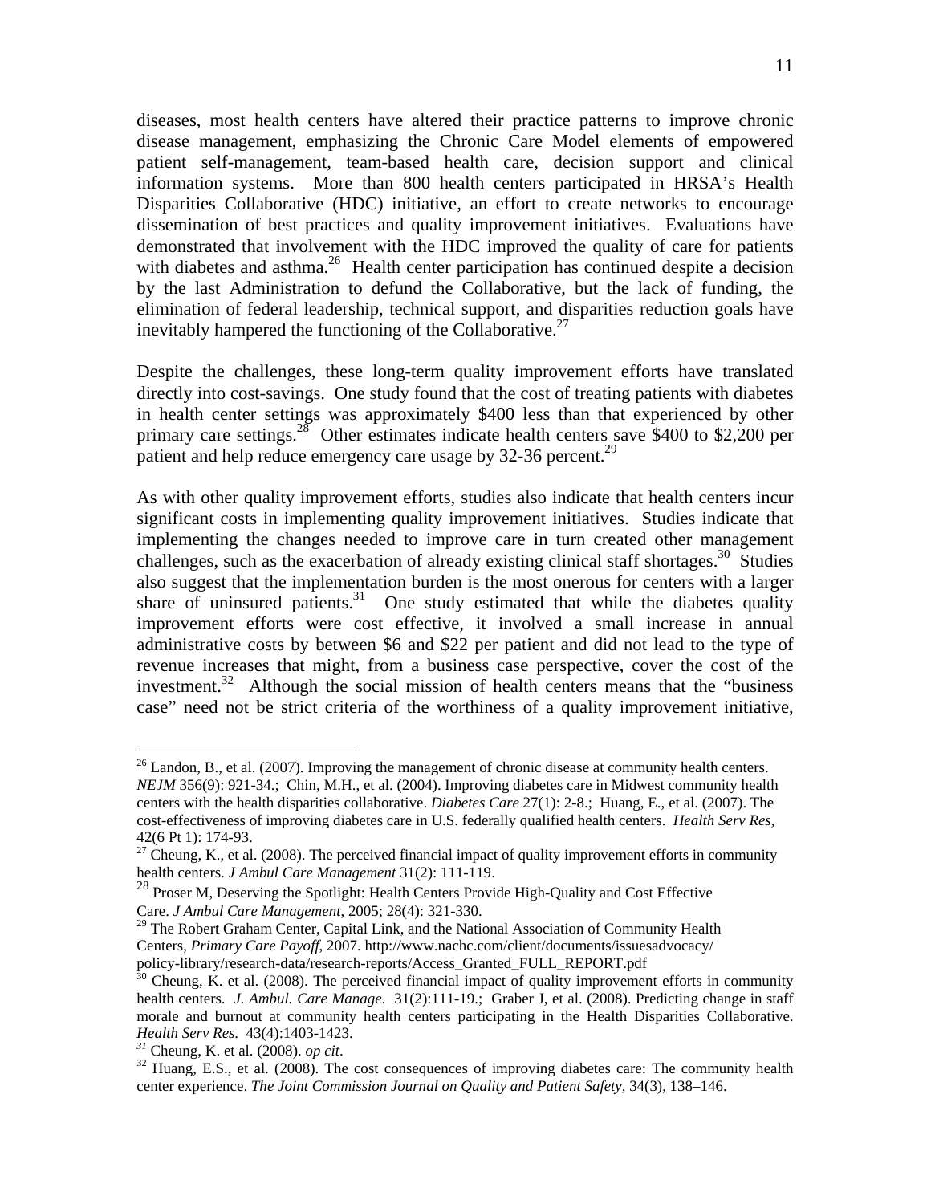diseases, most health centers have altered their practice patterns to improve chronic disease management, emphasizing the Chronic Care Model elements of empowered patient self-management, team-based health care, decision support and clinical information systems. More than 800 health centers participated in HRSA's Health Disparities Collaborative (HDC) initiative, an effort to create networks to encourage dissemination of best practices and quality improvement initiatives. Evaluations have demonstrated that involvement with the HDC improved the quality of care for patients with diabetes and asthma.[26] Health center participation has continued despite a decision by the last Administration to defund the Collaborative, but the lack of funding, the elimination of federal leadership, technical support, and disparities reduction goals have inevitably hampered the functioning of the Collaborative.[27]

Despite the challenges, these long-term quality improvement efforts have translated directly into cost-savings. One study found that the cost of treating patients with diabetes in health center settings was approximately $400 less than that experienced by other primary care settings.[28] Other estimates indicate health centers save $400 to $2,200 per patient and help reduce emergency care usage by 32-36 percent.[29]

As with other quality improvement efforts, studies also indicate that health centers incur significant costs in implementing quality improvement initiatives. Studies indicate that implementing the changes needed to improve care in turn created other management challenges, such as the exacerbation of already existing clinical staff shortages.[30] Studies also suggest that the implementation burden is the most onerous for centers with a larger share of uninsured patients.[31] One study estimated that while the diabetes quality improvement efforts were cost effective, it involved a small increase in annual administrative costs by between $6 and $22 per patient and did not lead to the type of revenue increases that might, from a business case perspective, cover the cost of the investment.[32] Although the social mission of health centers means that the "business case" need not be strict criteria of the worthiness of a quality improvement initiative,

---

[26] Landon, B., et al. (2007). Improving the management of chronic disease at community health centers. *NEJM* 356(9): 921-34.; Chin, M.H., et al. (2004). Improving diabetes care in Midwest community health centers with the health disparities collaborative. *Diabetes Care* 27(1): 2-8.; Huang, E., et al. (2007). The cost-effectiveness of improving diabetes care in U.S. federally qualified health centers. *Health Serv Res,* 42(6 Pt 1): 174-93.

[27] Cheung, K., et al. (2008). The perceived financial impact of quality improvement efforts in community health centers. *J Ambul Care Management* 31(2): 111-119.

[28] Proser M, Deserving the Spotlight: Health Centers Provide High-Quality and Cost Effective Care. *J Ambul Care Management*, 2005; 28(4): 321-330.

[29] The Robert Graham Center, Capital Link, and the National Association of Community Health Centers, *Primary Care Payoff*, 2007. http://www.nachc.com/client/documents/issuesadvocacy/policy-library/research-data/research-reports/Access_Granted_FULL_REPORT.pdf

[30] Cheung, K. et al. (2008). The perceived financial impact of quality improvement efforts in community health centers. *J. Ambul. Care Manage*. 31(2):111-19.; Graber J, et al. (2008). Predicting change in staff morale and burnout at community health centers participating in the Health Disparities Collaborative. *Health Serv Res*. 43(4):1403-1423.

[31] Cheung, K. et al. (2008). *op cit*.

[32] Huang, E.S., et al. (2008). The cost consequences of improving diabetes care: The community health center experience. *The Joint Commission Journal on Quality and Patient Safety*, 34(3), 138–146.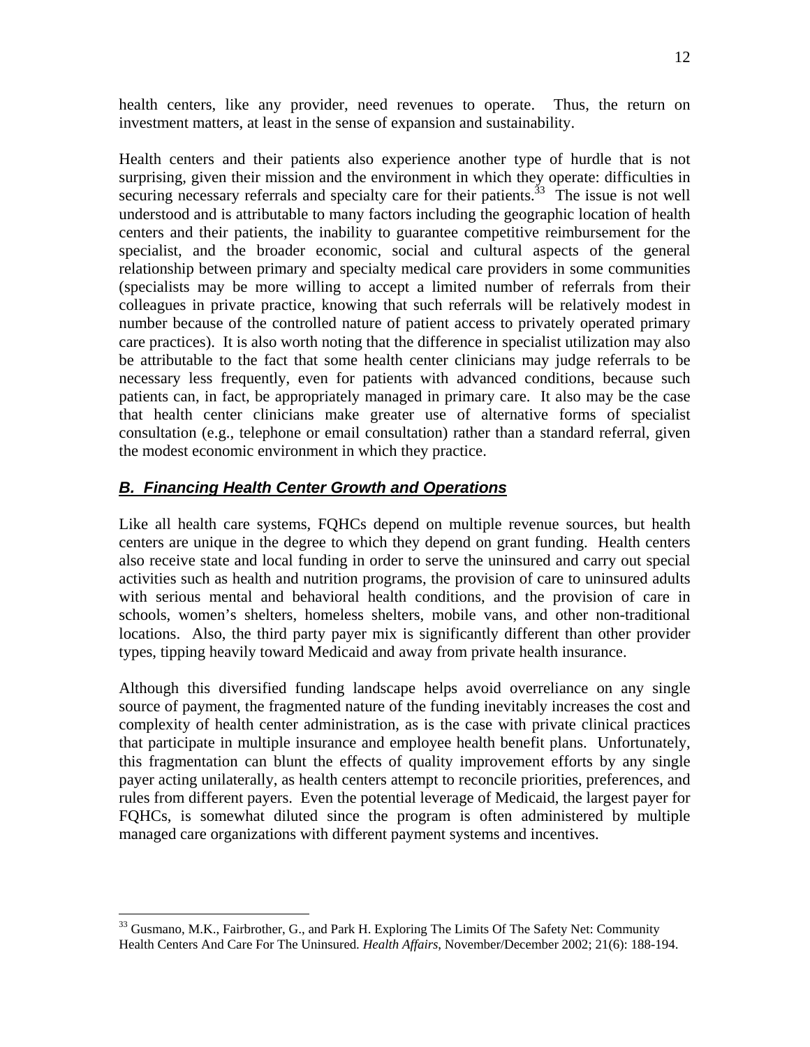health centers, like any provider, need revenues to operate. Thus, the return on investment matters, at least in the sense of expansion and sustainability.

Health centers and their patients also experience another type of hurdle that is not surprising, given their mission and the environment in which they operate: difficulties in securing necessary referrals and specialty care for their patients.[33] The issue is not well understood and is attributable to many factors including the geographic location of health centers and their patients, the inability to guarantee competitive reimbursement for the specialist, and the broader economic, social and cultural aspects of the general relationship between primary and specialty medical care providers in some communities (specialists may be more willing to accept a limited number of referrals from their colleagues in private practice, knowing that such referrals will be relatively modest in number because of the controlled nature of patient access to privately operated primary care practices). It is also worth noting that the difference in specialist utilization may also be attributable to the fact that some health center clinicians may judge referrals to be necessary less frequently, even for patients with advanced conditions, because such patients can, in fact, be appropriately managed in primary care. It also may be the case that health center clinicians make greater use of alternative forms of specialist consultation (e.g., telephone or email consultation) rather than a standard referral, given the modest economic environment in which they practice.

## ***B. Financing Health Center Growth and Operations***

Like all health care systems, FQHCs depend on multiple revenue sources, but health centers are unique in the degree to which they depend on grant funding. Health centers also receive state and local funding in order to serve the uninsured and carry out special activities such as health and nutrition programs, the provision of care to uninsured adults with serious mental and behavioral health conditions, and the provision of care in schools, women's shelters, homeless shelters, mobile vans, and other non-traditional locations. Also, the third party payer mix is significantly different than other provider types, tipping heavily toward Medicaid and away from private health insurance.

Although this diversified funding landscape helps avoid overreliance on any single source of payment, the fragmented nature of the funding inevitably increases the cost and complexity of health center administration, as is the case with private clinical practices that participate in multiple insurance and employee health benefit plans. Unfortunately, this fragmentation can blunt the effects of quality improvement efforts by any single payer acting unilaterally, as health centers attempt to reconcile priorities, preferences, and rules from different payers. Even the potential leverage of Medicaid, the largest payer for FQHCs, is somewhat diluted since the program is often administered by multiple managed care organizations with different payment systems and incentives.

---

[33] Gusmano, M.K., Fairbrother, G., and Park H. Exploring The Limits Of The Safety Net: Community Health Centers And Care For The Uninsured. *Health Affairs*, November/December 2002; 21(6): 188-194.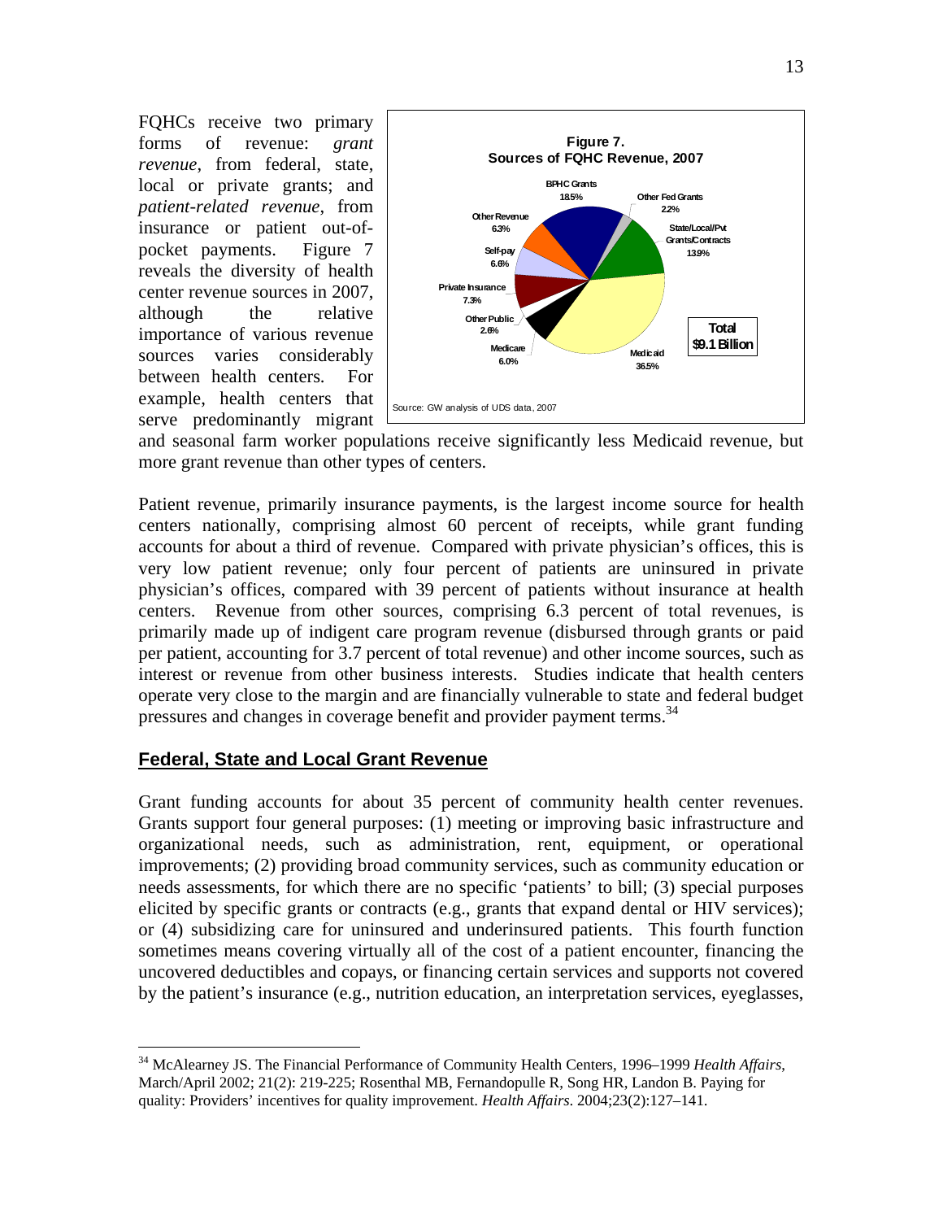FQHCs receive two primary forms of revenue: *grant revenue*, from federal, state, local or private grants; and *patient-related revenue*, from insurance or patient out-of-pocket payments. Figure 7 reveals the diversity of health center revenue sources in 2007, although the relative importance of various revenue sources varies considerably between health centers. For example, health centers that serve predominantly migrant and seasonal farm worker populations receive significantly less Medicaid revenue, but more grant revenue than other types of centers.

**Figure 7.**
**Sources of FQHC Revenue, 2007**

| Source | Share |
|---|---|
| BPHC Grants | 18.5% |
| Other Fed Grants | 2.2% |
| State/Local/Pvt Grants/Contracts | 13.9% |
| Medicaid | 36.5% |
| Medicare | 6.0% |
| Other Public | 2.6% |
| Private Insurance | 7.3% |
| Self-pay | 6.6% |
| Other Revenue | 6.3% |

Total $9.1 Billion

Source: GW analysis of UDS data, 2007

Patient revenue, primarily insurance payments, is the largest income source for health centers nationally, comprising almost 60 percent of receipts, while grant funding accounts for about a third of revenue. Compared with private physician's offices, this is very low patient revenue; only four percent of patients are uninsured in private physician's offices, compared with 39 percent of patients without insurance at health centers. Revenue from other sources, comprising 6.3 percent of total revenues, is primarily made up of indigent care program revenue (disbursed through grants or paid per patient, accounting for 3.7 percent of total revenue) and other income sources, such as interest or revenue from other business interests. Studies indicate that health centers operate very close to the margin and are financially vulnerable to state and federal budget pressures and changes in coverage benefit and provider payment terms.[34]

## Federal, State and Local Grant Revenue

Grant funding accounts for about 35 percent of community health center revenues. Grants support four general purposes: (1) meeting or improving basic infrastructure and organizational needs, such as administration, rent, equipment, or operational improvements; (2) providing broad community services, such as community education or needs assessments, for which there are no specific 'patients' to bill; (3) special purposes elicited by specific grants or contracts (e.g., grants that expand dental or HIV services); or (4) subsidizing care for uninsured and underinsured patients. This fourth function sometimes means covering virtually all of the cost of a patient encounter, financing the uncovered deductibles and copays, or financing certain services and supports not covered by the patient's insurance (e.g., nutrition education, an interpretation services, eyeglasses,

---

[34] McAlearney JS. The Financial Performance of Community Health Centers, 1996–1999 *Health Affairs*, March/April 2002; 21(2): 219-225; Rosenthal MB, Fernandopulle R, Song HR, Landon B. Paying for quality: Providers' incentives for quality improvement. *Health Affairs*. 2004;23(2):127–141.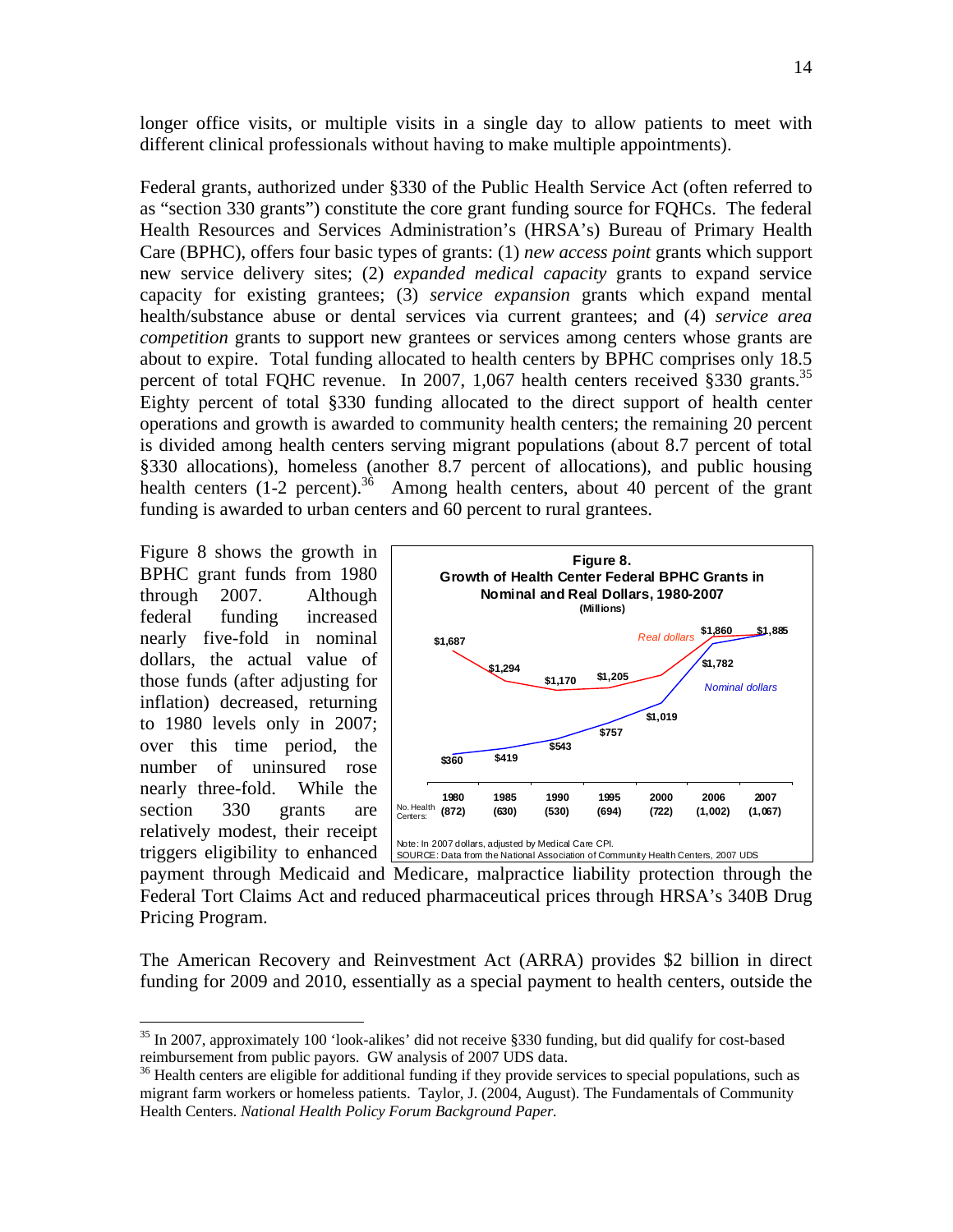longer office visits, or multiple visits in a single day to allow patients to meet with different clinical professionals without having to make multiple appointments).

Federal grants, authorized under §330 of the Public Health Service Act (often referred to as "section 330 grants") constitute the core grant funding source for FQHCs. The federal Health Resources and Services Administration's (HRSA's) Bureau of Primary Health Care (BPHC), offers four basic types of grants: (1) *new access point* grants which support new service delivery sites; (2) *expanded medical capacity* grants to expand service capacity for existing grantees; (3) *service expansion* grants which expand mental health/substance abuse or dental services via current grantees; and (4) *service area competition* grants to support new grantees or services among centers whose grants are about to expire. Total funding allocated to health centers by BPHC comprises only 18.5 percent of total FQHC revenue. In 2007, 1,067 health centers received §330 grants.[35] Eighty percent of total §330 funding allocated to the direct support of health center operations and growth is awarded to community health centers; the remaining 20 percent is divided among health centers serving migrant populations (about 8.7 percent of total §330 allocations), homeless (another 8.7 percent of allocations), and public housing health centers (1-2 percent).[36] Among health centers, about 40 percent of the grant funding is awarded to urban centers and 60 percent to rural grantees.

Figure 8 shows the growth in BPHC grant funds from 1980 through 2007. Although federal funding increased nearly five-fold in nominal dollars, the actual value of those funds (after adjusting for inflation) decreased, returning to 1980 levels only in 2007; over this time period, the number of uninsured rose nearly three-fold. While the section 330 grants are relatively modest, their receipt triggers eligibility to enhanced payment through Medicaid and Medicare, malpractice liability protection through the Federal Tort Claims Act and reduced pharmaceutical prices through HRSA's 340B Drug Pricing Program.

**Figure 8.**
**Growth of Health Center Federal BPHC Grants in Nominal and Real Dollars, 1980-2007**
**(Millions)**

| | 1980 | 1985 | 1990 | 1995 | 2000 | 2006 | 2007 |
|---|---|---|---|---|---|---|---|
| No. Health Centers | (872) | (630) | (530) | (694) | (722) | (1,002) | (1,067) |
| Real dollars | $1,687 | $1,294 | $1,170 | $1,205 | | $1,860 | $1,885 |
| Nominal dollars | $360 | $419 | $543 | $757 | $1,019 | $1,782 | |

Note: In 2007 dollars, adjusted by Medical Care CPI.
SOURCE: Data from the National Association of Community Health Centers, 2007 UDS

The American Recovery and Reinvestment Act (ARRA) provides $2 billion in direct funding for 2009 and 2010, essentially as a special payment to health centers, outside the

[35] In 2007, approximately 100 'look-alikes' did not receive §330 funding, but did qualify for cost-based reimbursement from public payors. GW analysis of 2007 UDS data.

[36] Health centers are eligible for additional funding if they provide services to special populations, such as migrant farm workers or homeless patients. Taylor, J. (2004, August). The Fundamentals of Community Health Centers. *National Health Policy Forum Background Paper.*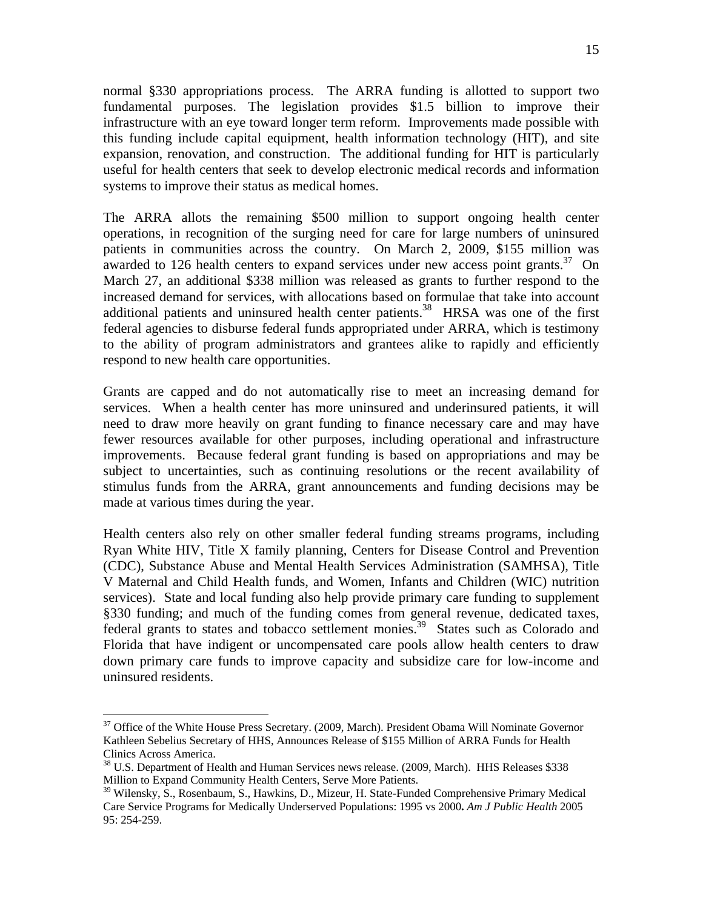normal §330 appropriations process. The ARRA funding is allotted to support two fundamental purposes. The legislation provides $1.5 billion to improve their infrastructure with an eye toward longer term reform. Improvements made possible with this funding include capital equipment, health information technology (HIT), and site expansion, renovation, and construction. The additional funding for HIT is particularly useful for health centers that seek to develop electronic medical records and information systems to improve their status as medical homes.

The ARRA allots the remaining $500 million to support ongoing health center operations, in recognition of the surging need for care for large numbers of uninsured patients in communities across the country. On March 2, 2009, $155 million was awarded to 126 health centers to expand services under new access point grants.[37] On March 27, an additional $338 million was released as grants to further respond to the increased demand for services, with allocations based on formulae that take into account additional patients and uninsured health center patients.[38] HRSA was one of the first federal agencies to disburse federal funds appropriated under ARRA, which is testimony to the ability of program administrators and grantees alike to rapidly and efficiently respond to new health care opportunities.

Grants are capped and do not automatically rise to meet an increasing demand for services. When a health center has more uninsured and underinsured patients, it will need to draw more heavily on grant funding to finance necessary care and may have fewer resources available for other purposes, including operational and infrastructure improvements. Because federal grant funding is based on appropriations and may be subject to uncertainties, such as continuing resolutions or the recent availability of stimulus funds from the ARRA, grant announcements and funding decisions may be made at various times during the year.

Health centers also rely on other smaller federal funding streams programs, including Ryan White HIV, Title X family planning, Centers for Disease Control and Prevention (CDC), Substance Abuse and Mental Health Services Administration (SAMHSA), Title V Maternal and Child Health funds, and Women, Infants and Children (WIC) nutrition services). State and local funding also help provide primary care funding to supplement §330 funding; and much of the funding comes from general revenue, dedicated taxes, federal grants to states and tobacco settlement monies.[39] States such as Colorado and Florida that have indigent or uncompensated care pools allow health centers to draw down primary care funds to improve capacity and subsidize care for low-income and uninsured residents.

---

[37] Office of the White House Press Secretary. (2009, March). President Obama Will Nominate Governor Kathleen Sebelius Secretary of HHS, Announces Release of $155 Million of ARRA Funds for Health Clinics Across America.

[38] U.S. Department of Health and Human Services news release. (2009, March). HHS Releases $338 Million to Expand Community Health Centers, Serve More Patients.

[39] Wilensky, S., Rosenbaum, S., Hawkins, D., Mizeur, H. State-Funded Comprehensive Primary Medical Care Service Programs for Medically Underserved Populations: 1995 vs 2000**.** *Am J Public Health* 2005 95: 254-259.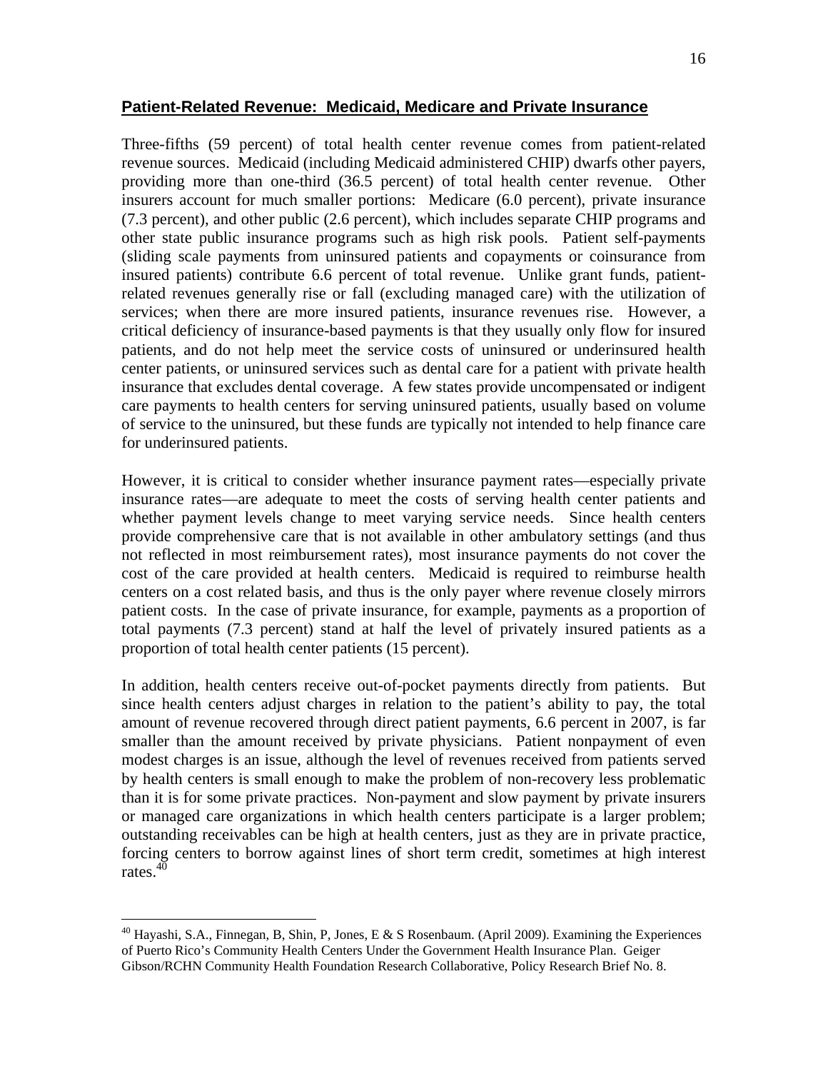**Patient-Related Revenue: Medicaid, Medicare and Private Insurance**

Three-fifths (59 percent) of total health center revenue comes from patient-related revenue sources. Medicaid (including Medicaid administered CHIP) dwarfs other payers, providing more than one-third (36.5 percent) of total health center revenue. Other insurers account for much smaller portions: Medicare (6.0 percent), private insurance (7.3 percent), and other public (2.6 percent), which includes separate CHIP programs and other state public insurance programs such as high risk pools. Patient self-payments (sliding scale payments from uninsured patients and copayments or coinsurance from insured patients) contribute 6.6 percent of total revenue. Unlike grant funds, patient-related revenues generally rise or fall (excluding managed care) with the utilization of services; when there are more insured patients, insurance revenues rise. However, a critical deficiency of insurance-based payments is that they usually only flow for insured patients, and do not help meet the service costs of uninsured or underinsured health center patients, or uninsured services such as dental care for a patient with private health insurance that excludes dental coverage. A few states provide uncompensated or indigent care payments to health centers for serving uninsured patients, usually based on volume of service to the uninsured, but these funds are typically not intended to help finance care for underinsured patients.

However, it is critical to consider whether insurance payment rates—especially private insurance rates—are adequate to meet the costs of serving health center patients and whether payment levels change to meet varying service needs. Since health centers provide comprehensive care that is not available in other ambulatory settings (and thus not reflected in most reimbursement rates), most insurance payments do not cover the cost of the care provided at health centers. Medicaid is required to reimburse health centers on a cost related basis, and thus is the only payer where revenue closely mirrors patient costs. In the case of private insurance, for example, payments as a proportion of total payments (7.3 percent) stand at half the level of privately insured patients as a proportion of total health center patients (15 percent).

In addition, health centers receive out-of-pocket payments directly from patients. But since health centers adjust charges in relation to the patient's ability to pay, the total amount of revenue recovered through direct patient payments, 6.6 percent in 2007, is far smaller than the amount received by private physicians. Patient nonpayment of even modest charges is an issue, although the level of revenues received from patients served by health centers is small enough to make the problem of non-recovery less problematic than it is for some private practices. Non-payment and slow payment by private insurers or managed care organizations in which health centers participate is a larger problem; outstanding receivables can be high at health centers, just as they are in private practice, forcing centers to borrow against lines of short term credit, sometimes at high interest rates.[40]

---

[40] Hayashi, S.A., Finnegan, B, Shin, P, Jones, E & S Rosenbaum. (April 2009). Examining the Experiences of Puerto Rico's Community Health Centers Under the Government Health Insurance Plan. Geiger Gibson/RCHN Community Health Foundation Research Collaborative, Policy Research Brief No. 8.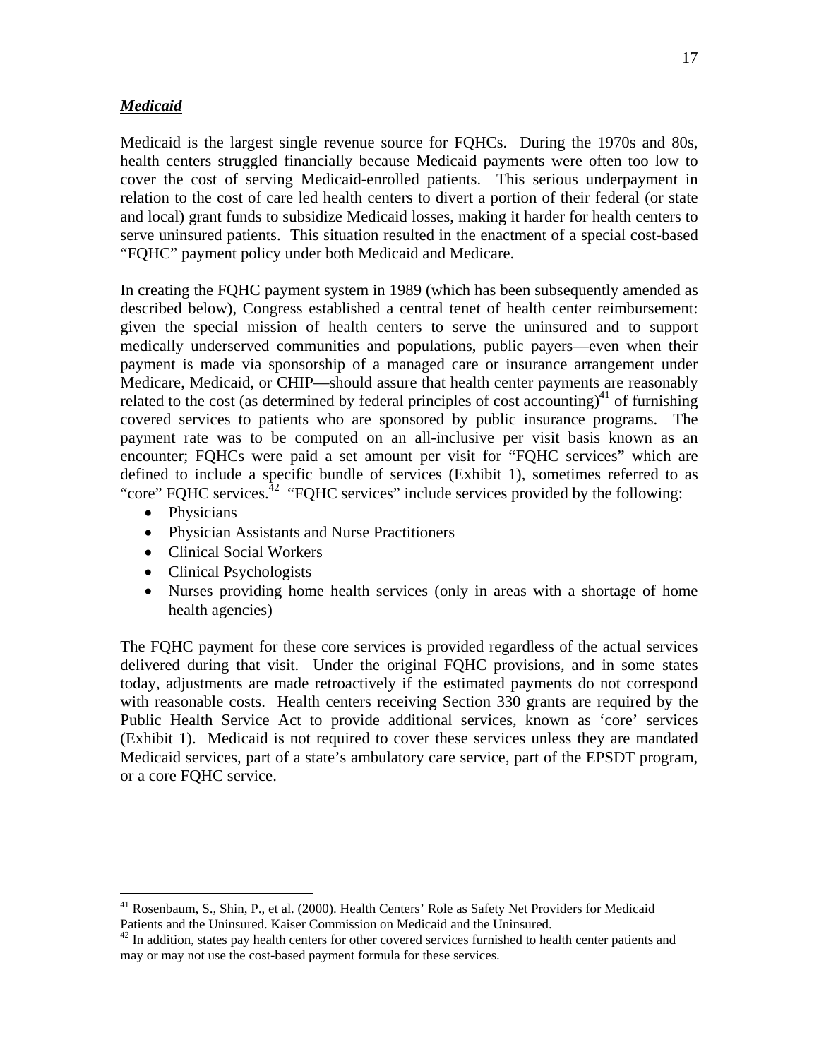***Medicaid***

Medicaid is the largest single revenue source for FQHCs. During the 1970s and 80s, health centers struggled financially because Medicaid payments were often too low to cover the cost of serving Medicaid-enrolled patients. This serious underpayment in relation to the cost of care led health centers to divert a portion of their federal (or state and local) grant funds to subsidize Medicaid losses, making it harder for health centers to serve uninsured patients. This situation resulted in the enactment of a special cost-based "FQHC" payment policy under both Medicaid and Medicare.

In creating the FQHC payment system in 1989 (which has been subsequently amended as described below), Congress established a central tenet of health center reimbursement: given the special mission of health centers to serve the uninsured and to support medically underserved communities and populations, public payers—even when their payment is made via sponsorship of a managed care or insurance arrangement under Medicare, Medicaid, or CHIP—should assure that health center payments are reasonably related to the cost (as determined by federal principles of cost accounting)[41] of furnishing covered services to patients who are sponsored by public insurance programs. The payment rate was to be computed on an all-inclusive per visit basis known as an encounter; FQHCs were paid a set amount per visit for "FQHC services" which are defined to include a specific bundle of services (Exhibit 1), sometimes referred to as "core" FQHC services.[42] "FQHC services" include services provided by the following:

- Physicians
- Physician Assistants and Nurse Practitioners
- Clinical Social Workers
- Clinical Psychologists
- Nurses providing home health services (only in areas with a shortage of home health agencies)

The FQHC payment for these core services is provided regardless of the actual services delivered during that visit. Under the original FQHC provisions, and in some states today, adjustments are made retroactively if the estimated payments do not correspond with reasonable costs. Health centers receiving Section 330 grants are required by the Public Health Service Act to provide additional services, known as 'core' services (Exhibit 1). Medicaid is not required to cover these services unless they are mandated Medicaid services, part of a state's ambulatory care service, part of the EPSDT program, or a core FQHC service.

---

[41] Rosenbaum, S., Shin, P., et al. (2000). Health Centers' Role as Safety Net Providers for Medicaid Patients and the Uninsured. Kaiser Commission on Medicaid and the Uninsured.

[42] In addition, states pay health centers for other covered services furnished to health center patients and may or may not use the cost-based payment formula for these services.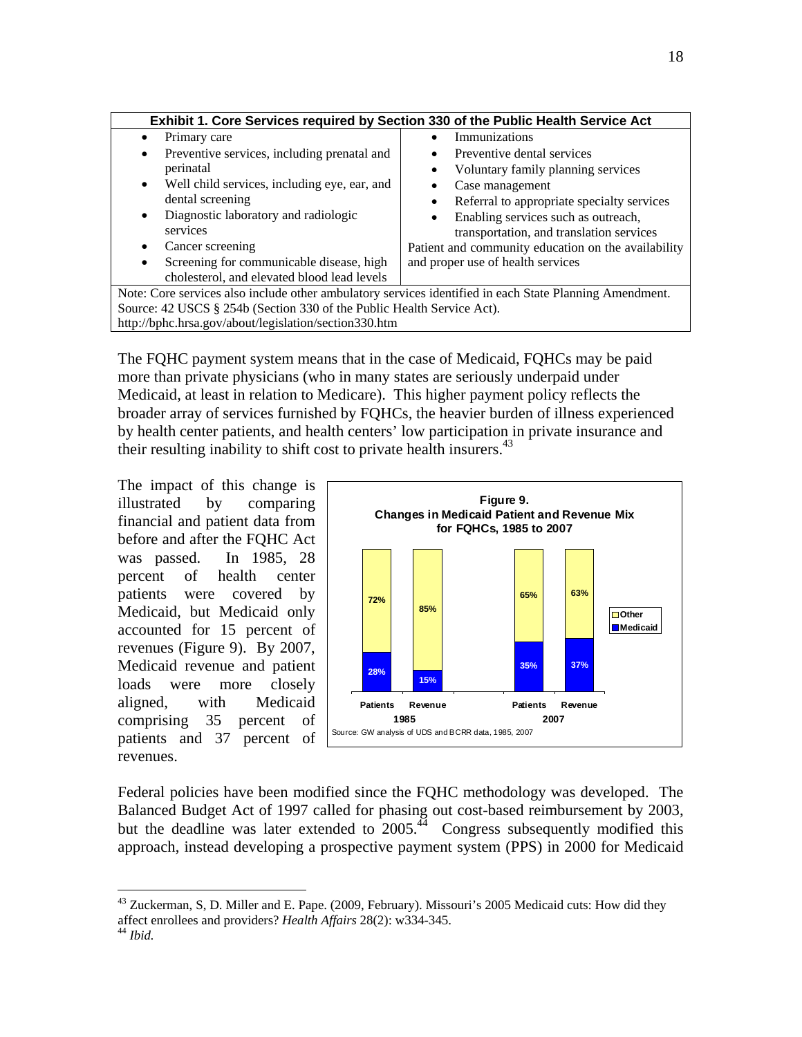| Exhibit 1. Core Services required by Section 330 of the Public Health Service Act | |
|---|---|
| • Primary care<br>• Preventive services, including prenatal and perinatal<br>• Well child services, including eye, ear, and dental screening<br>• Diagnostic laboratory and radiologic services<br>• Cancer screening<br>• Screening for communicable disease, high cholesterol, and elevated blood lead levels | • Immunizations<br>• Preventive dental services<br>• Voluntary family planning services<br>• Case management<br>• Referral to appropriate specialty services<br>• Enabling services such as outreach, transportation, and translation services<br>Patient and community education on the availability and proper use of health services |
| Note: Core services also include other ambulatory services identified in each State Planning Amendment.<br>Source: 42 USCS § 254b (Section 330 of the Public Health Service Act).<br>http://bphc.hrsa.gov/about/legislation/section330.htm | |

The FQHC payment system means that in the case of Medicaid, FQHCs may be paid more than private physicians (who in many states are seriously underpaid under Medicaid, at least in relation to Medicare). This higher payment policy reflects the broader array of services furnished by FQHCs, the heavier burden of illness experienced by health center patients, and health centers' low participation in private insurance and their resulting inability to shift cost to private health insurers.[43]

The impact of this change is illustrated by comparing financial and patient data from before and after the FQHC Act was passed. In 1985, 28 percent of health center patients were covered by Medicaid, but Medicaid only accounted for 15 percent of revenues (Figure 9). By 2007, Medicaid revenue and patient loads were more closely aligned, with Medicaid comprising 35 percent of patients and 37 percent of revenues.

**Figure 9. Changes in Medicaid Patient and Revenue Mix for FQHCs, 1985 to 2007**

| | 1985 Patients | 1985 Revenue | 2007 Patients | 2007 Revenue |
|---|---|---|---|---|
| Other | 72% | 85% | 65% | 63% |
| Medicaid | 28% | 15% | 35% | 37% |

Source: GW analysis of UDS and BCRR data, 1985, 2007

Federal policies have been modified since the FQHC methodology was developed. The Balanced Budget Act of 1997 called for phasing out cost-based reimbursement by 2003, but the deadline was later extended to 2005.[44] Congress subsequently modified this approach, instead developing a prospective payment system (PPS) in 2000 for Medicaid

---

[43] Zuckerman, S, D. Miller and E. Pape. (2009, February). Missouri's 2005 Medicaid cuts: How did they affect enrollees and providers? *Health Affairs* 28(2): w334-345.

[44] *Ibid.*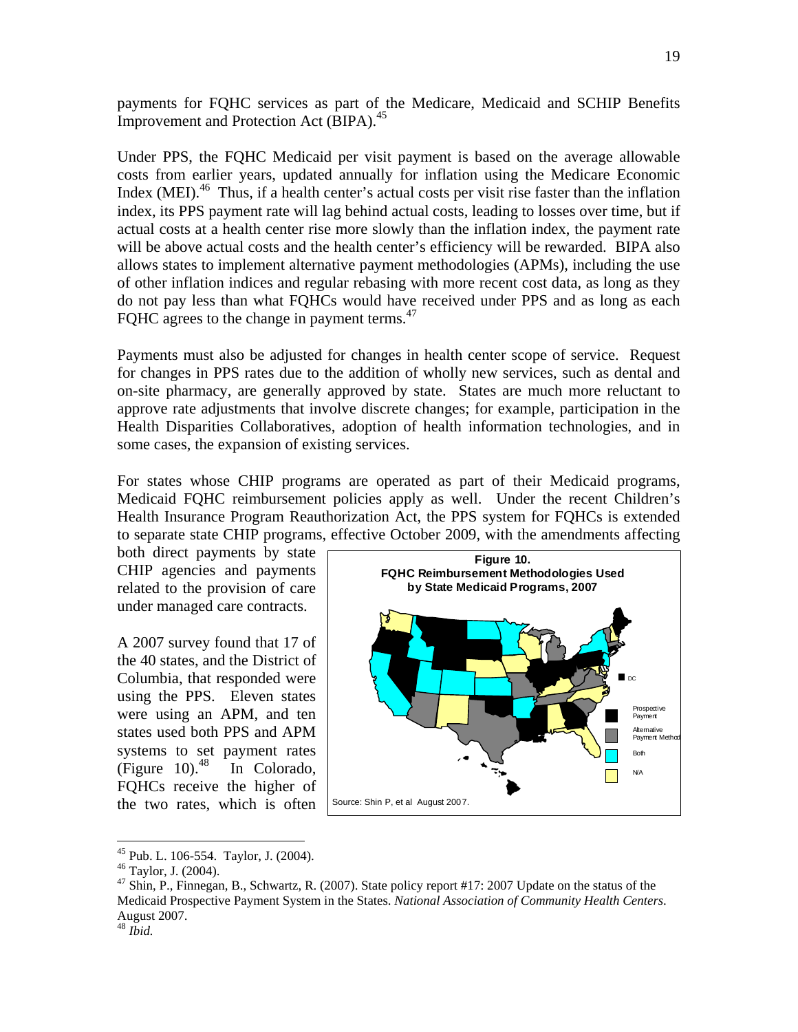payments for FQHC services as part of the Medicare, Medicaid and SCHIP Benefits Improvement and Protection Act (BIPA).[45]

Under PPS, the FQHC Medicaid per visit payment is based on the average allowable costs from earlier years, updated annually for inflation using the Medicare Economic Index (MEI).[46] Thus, if a health center's actual costs per visit rise faster than the inflation index, its PPS payment rate will lag behind actual costs, leading to losses over time, but if actual costs at a health center rise more slowly than the inflation index, the payment rate will be above actual costs and the health center's efficiency will be rewarded. BIPA also allows states to implement alternative payment methodologies (APMs), including the use of other inflation indices and regular rebasing with more recent cost data, as long as they do not pay less than what FQHCs would have received under PPS and as long as each FQHC agrees to the change in payment terms.[47]

Payments must also be adjusted for changes in health center scope of service. Request for changes in PPS rates due to the addition of wholly new services, such as dental and on-site pharmacy, are generally approved by state. States are much more reluctant to approve rate adjustments that involve discrete changes; for example, participation in the Health Disparities Collaboratives, adoption of health information technologies, and in some cases, the expansion of existing services.

For states whose CHIP programs are operated as part of their Medicaid programs, Medicaid FQHC reimbursement policies apply as well. Under the recent Children's Health Insurance Program Reauthorization Act, the PPS system for FQHCs is extended to separate state CHIP programs, effective October 2009, with the amendments affecting both direct payments by state CHIP agencies and payments related to the provision of care under managed care contracts.

A 2007 survey found that 17 of the 40 states, and the District of Columbia, that responded were using the PPS. Eleven states were using an APM, and ten states used both PPS and APM systems to set payment rates (Figure 10).[48] In Colorado, FQHCs receive the higher of the two rates, which is often

**Figure 10.**
**FQHC Reimbursement Methodologies Used by State Medicaid Programs, 2007**

DC

Prospective Payment
Alternative Payment Method
Both
N/A

Source: Shin P, et al August 2007.

---

[45] Pub. L. 106-554. Taylor, J. (2004).

[46] Taylor, J. (2004).

[47] Shin, P., Finnegan, B., Schwartz, R. (2007). State policy report #17: 2007 Update on the status of the Medicaid Prospective Payment System in the States. *National Association of Community Health Centers*. August 2007.

[48] *Ibid.*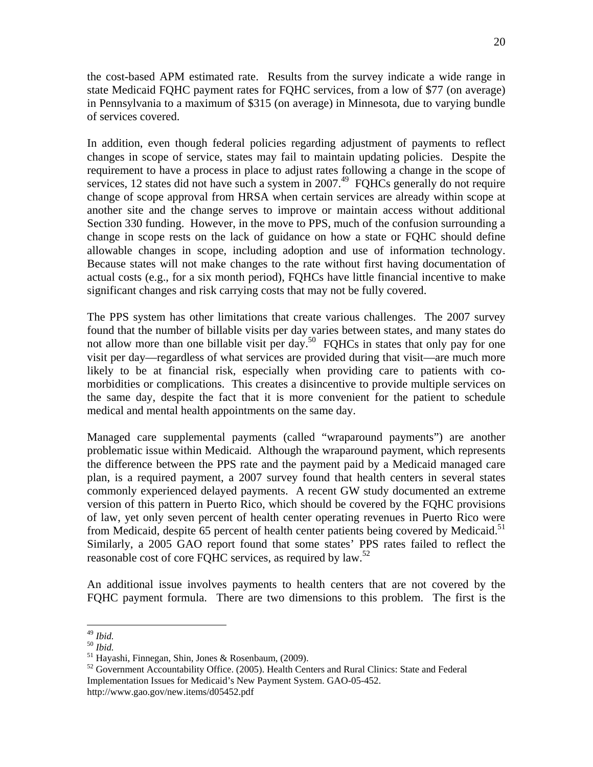the cost-based APM estimated rate. Results from the survey indicate a wide range in state Medicaid FQHC payment rates for FQHC services, from a low of $77 (on average) in Pennsylvania to a maximum of $315 (on average) in Minnesota, due to varying bundle of services covered.

In addition, even though federal policies regarding adjustment of payments to reflect changes in scope of service, states may fail to maintain updating policies. Despite the requirement to have a process in place to adjust rates following a change in the scope of services, 12 states did not have such a system in 2007.[49] FQHCs generally do not require change of scope approval from HRSA when certain services are already within scope at another site and the change serves to improve or maintain access without additional Section 330 funding. However, in the move to PPS, much of the confusion surrounding a change in scope rests on the lack of guidance on how a state or FQHC should define allowable changes in scope, including adoption and use of information technology. Because states will not make changes to the rate without first having documentation of actual costs (e.g., for a six month period), FQHCs have little financial incentive to make significant changes and risk carrying costs that may not be fully covered.

The PPS system has other limitations that create various challenges. The 2007 survey found that the number of billable visits per day varies between states, and many states do not allow more than one billable visit per day.[50] FQHCs in states that only pay for one visit per day—regardless of what services are provided during that visit—are much more likely to be at financial risk, especially when providing care to patients with co-morbidities or complications. This creates a disincentive to provide multiple services on the same day, despite the fact that it is more convenient for the patient to schedule medical and mental health appointments on the same day.

Managed care supplemental payments (called "wraparound payments") are another problematic issue within Medicaid. Although the wraparound payment, which represents the difference between the PPS rate and the payment paid by a Medicaid managed care plan, is a required payment, a 2007 survey found that health centers in several states commonly experienced delayed payments. A recent GW study documented an extreme version of this pattern in Puerto Rico, which should be covered by the FQHC provisions of law, yet only seven percent of health center operating revenues in Puerto Rico were from Medicaid, despite 65 percent of health center patients being covered by Medicaid.[51] Similarly, a 2005 GAO report found that some states' PPS rates failed to reflect the reasonable cost of core FQHC services, as required by law.[52]

An additional issue involves payments to health centers that are not covered by the FQHC payment formula. There are two dimensions to this problem. The first is the

---

[49] *Ibid.*

[50] *Ibid.*

[51] Hayashi, Finnegan, Shin, Jones & Rosenbaum, (2009).

[52] Government Accountability Office. (2005). Health Centers and Rural Clinics: State and Federal Implementation Issues for Medicaid's New Payment System. GAO-05-452. http://www.gao.gov/new.items/d05452.pdf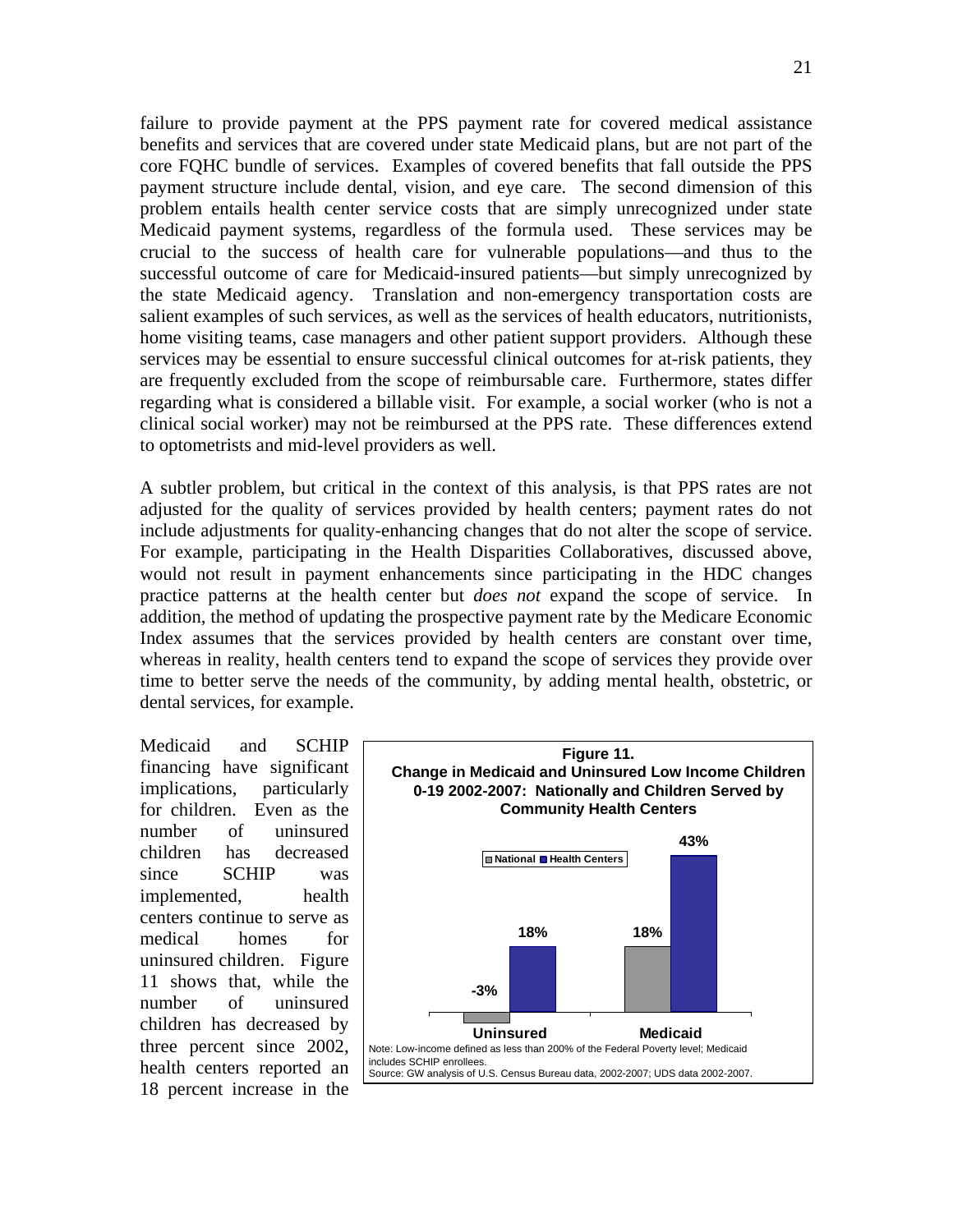failure to provide payment at the PPS payment rate for covered medical assistance benefits and services that are covered under state Medicaid plans, but are not part of the core FQHC bundle of services. Examples of covered benefits that fall outside the PPS payment structure include dental, vision, and eye care. The second dimension of this problem entails health center service costs that are simply unrecognized under state Medicaid payment systems, regardless of the formula used. These services may be crucial to the success of health care for vulnerable populations—and thus to the successful outcome of care for Medicaid-insured patients—but simply unrecognized by the state Medicaid agency. Translation and non-emergency transportation costs are salient examples of such services, as well as the services of health educators, nutritionists, home visiting teams, case managers and other patient support providers. Although these services may be essential to ensure successful clinical outcomes for at-risk patients, they are frequently excluded from the scope of reimbursable care. Furthermore, states differ regarding what is considered a billable visit. For example, a social worker (who is not a clinical social worker) may not be reimbursed at the PPS rate. These differences extend to optometrists and mid-level providers as well.

A subtler problem, but critical in the context of this analysis, is that PPS rates are not adjusted for the quality of services provided by health centers; payment rates do not include adjustments for quality-enhancing changes that do not alter the scope of service. For example, participating in the Health Disparities Collaboratives, discussed above, would not result in payment enhancements since participating in the HDC changes practice patterns at the health center but *does not* expand the scope of service. In addition, the method of updating the prospective payment rate by the Medicare Economic Index assumes that the services provided by health centers are constant over time, whereas in reality, health centers tend to expand the scope of services they provide over time to better serve the needs of the community, by adding mental health, obstetric, or dental services, for example.

Medicaid and SCHIP financing have significant implications, particularly for children. Even as the number of uninsured children has decreased since SCHIP was implemented, health centers continue to serve as medical homes for uninsured children. Figure 11 shows that, while the number of uninsured children has decreased by three percent since 2002, health centers reported an 18 percent increase in the

**Figure 11. Change in Medicaid and Uninsured Low Income Children 0-19 2002-2007: Nationally and Children Served by Community Health Centers**

| | National | Health Centers |
|---|---|---|
| Uninsured | -3% | 18% |
| Medicaid | 18% | 43% |

Note: Low-income defined as less than 200% of the Federal Poverty level; Medicaid includes SCHIP enrollees.
Source: GW analysis of U.S. Census Bureau data, 2002-2007; UDS data 2002-2007.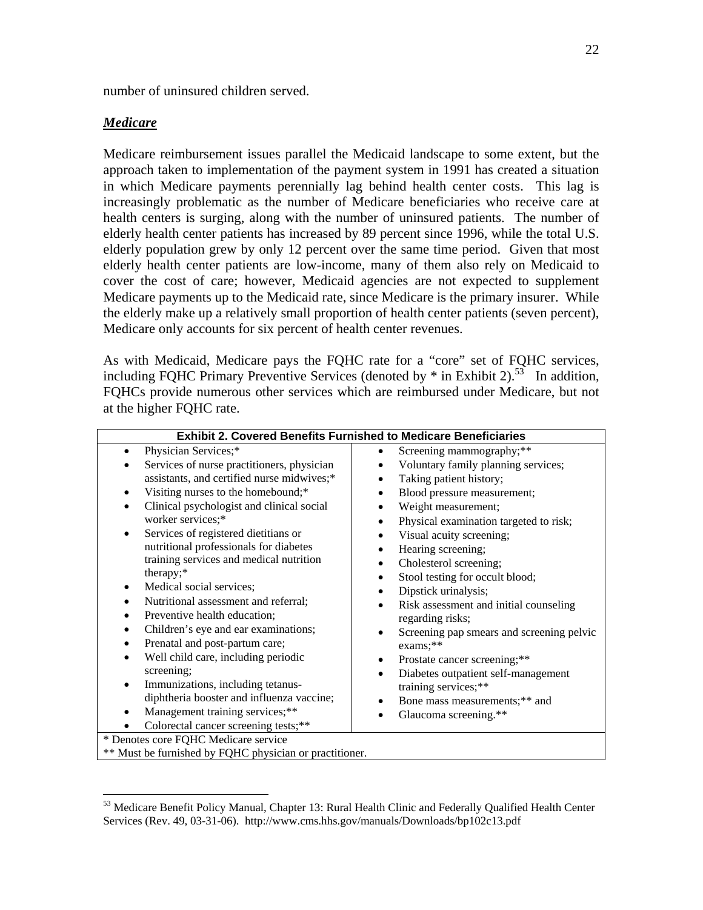number of uninsured children served.

### ***Medicare***

Medicare reimbursement issues parallel the Medicaid landscape to some extent, but the approach taken to implementation of the payment system in 1991 has created a situation in which Medicare payments perennially lag behind health center costs. This lag is increasingly problematic as the number of Medicare beneficiaries who receive care at health centers is surging, along with the number of uninsured patients. The number of elderly health center patients has increased by 89 percent since 1996, while the total U.S. elderly population grew by only 12 percent over the same time period. Given that most elderly health center patients are low-income, many of them also rely on Medicaid to cover the cost of care; however, Medicaid agencies are not expected to supplement Medicare payments up to the Medicaid rate, since Medicare is the primary insurer. While the elderly make up a relatively small proportion of health center patients (seven percent), Medicare only accounts for six percent of health center revenues.

As with Medicaid, Medicare pays the FQHC rate for a "core" set of FQHC services, including FQHC Primary Preventive Services (denoted by * in Exhibit 2).[53] In addition, FQHCs provide numerous other services which are reimbursed under Medicare, but not at the higher FQHC rate.

**Exhibit 2. Covered Benefits Furnished to Medicare Beneficiaries**

- Physician Services;*
- Services of nurse practitioners, physician assistants, and certified nurse midwives;*
- Visiting nurses to the homebound;*
- Clinical psychologist and clinical social worker services;*
- Services of registered dietitians or nutritional professionals for diabetes training services and medical nutrition therapy;*
- Medical social services;
- Nutritional assessment and referral;
- Preventive health education;
- Children's eye and ear examinations;
- Prenatal and post-partum care;
- Well child care, including periodic screening;
- Immunizations, including tetanus-diphtheria booster and influenza vaccine;
- Management training services;**
- Colorectal cancer screening tests;**
- Screening mammography;**
- Voluntary family planning services;
- Taking patient history;
- Blood pressure measurement;
- Weight measurement;
- Physical examination targeted to risk;
- Visual acuity screening;
- Hearing screening;
- Cholesterol screening;
- Stool testing for occult blood;
- Dipstick urinalysis;
- Risk assessment and initial counseling regarding risks;
- Screening pap smears and screening pelvic exams;**
- Prostate cancer screening;**
- Diabetes outpatient self-management training services;**
- Bone mass measurements;** and
- Glaucoma screening.**

\* Denotes core FQHC Medicare service
\*\* Must be furnished by FQHC physician or practitioner.

---

[53] Medicare Benefit Policy Manual, Chapter 13: Rural Health Clinic and Federally Qualified Health Center Services (Rev. 49, 03-31-06). http://www.cms.hhs.gov/manuals/Downloads/bp102c13.pdf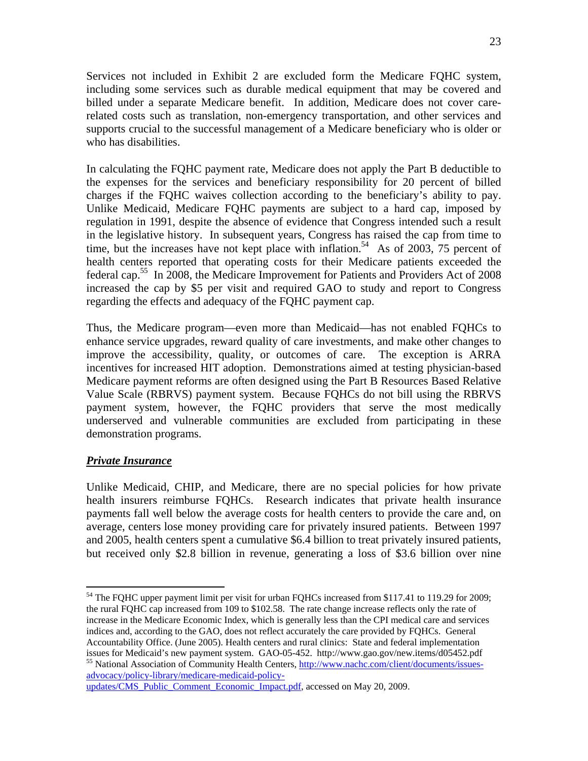Services not included in Exhibit 2 are excluded form the Medicare FQHC system, including some services such as durable medical equipment that may be covered and billed under a separate Medicare benefit. In addition, Medicare does not cover care-related costs such as translation, non-emergency transportation, and other services and supports crucial to the successful management of a Medicare beneficiary who is older or who has disabilities.

In calculating the FQHC payment rate, Medicare does not apply the Part B deductible to the expenses for the services and beneficiary responsibility for 20 percent of billed charges if the FQHC waives collection according to the beneficiary's ability to pay. Unlike Medicaid, Medicare FQHC payments are subject to a hard cap, imposed by regulation in 1991, despite the absence of evidence that Congress intended such a result in the legislative history. In subsequent years, Congress has raised the cap from time to time, but the increases have not kept place with inflation.[54] As of 2003, 75 percent of health centers reported that operating costs for their Medicare patients exceeded the federal cap.[55] In 2008, the Medicare Improvement for Patients and Providers Act of 2008 increased the cap by $5 per visit and required GAO to study and report to Congress regarding the effects and adequacy of the FQHC payment cap.

Thus, the Medicare program—even more than Medicaid—has not enabled FQHCs to enhance service upgrades, reward quality of care investments, and make other changes to improve the accessibility, quality, or outcomes of care. The exception is ARRA incentives for increased HIT adoption. Demonstrations aimed at testing physician-based Medicare payment reforms are often designed using the Part B Resources Based Relative Value Scale (RBRVS) payment system. Because FQHCs do not bill using the RBRVS payment system, however, the FQHC providers that serve the most medically underserved and vulnerable communities are excluded from participating in these demonstration programs.

***Private Insurance***

Unlike Medicaid, CHIP, and Medicare, there are no special policies for how private health insurers reimburse FQHCs. Research indicates that private health insurance payments fall well below the average costs for health centers to provide the care and, on average, centers lose money providing care for privately insured patients. Between 1997 and 2005, health centers spent a cumulative $6.4 billion to treat privately insured patients, but received only $2.8 billion in revenue, generating a loss of $3.6 billion over nine

---

[54] The FQHC upper payment limit per visit for urban FQHCs increased from $117.41 to 119.29 for 2009; the rural FQHC cap increased from 109 to $102.58. The rate change increase reflects only the rate of increase in the Medicare Economic Index, which is generally less than the CPI medical care and services indices and, according to the GAO, does not reflect accurately the care provided by FQHCs. General Accountability Office. (June 2005). Health centers and rural clinics: State and federal implementation issues for Medicaid's new payment system. GAO-05-452. http://www.gao.gov/new.items/d05452.pdf

[55] National Association of Community Health Centers, http://www.nachc.com/client/documents/issues-advocacy/policy-library/medicare-medicaid-policy-updates/CMS_Public_Comment_Economic_Impact.pdf, accessed on May 20, 2009.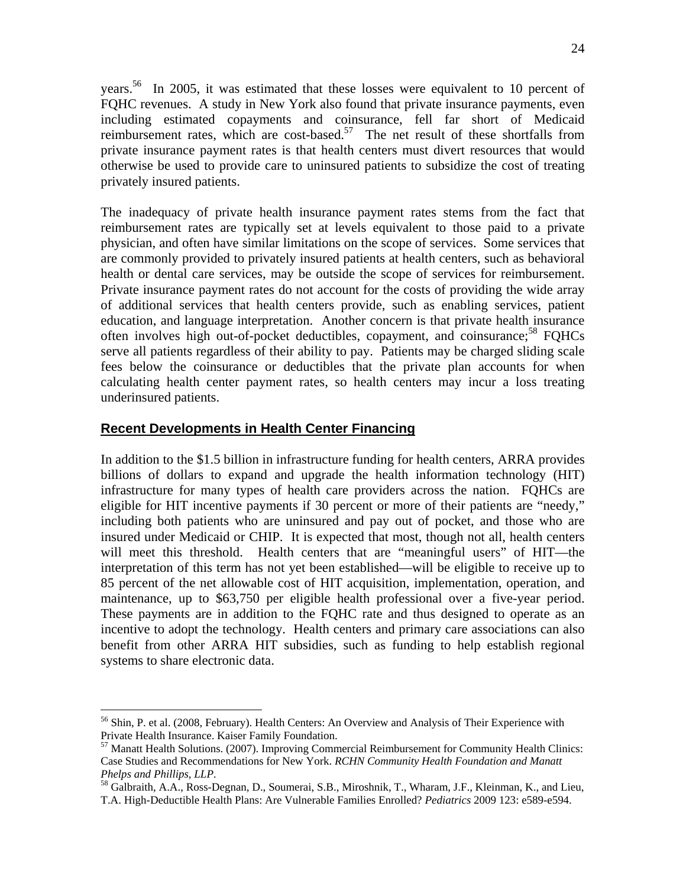years.[56] In 2005, it was estimated that these losses were equivalent to 10 percent of FQHC revenues. A study in New York also found that private insurance payments, even including estimated copayments and coinsurance, fell far short of Medicaid reimbursement rates, which are cost-based.[57] The net result of these shortfalls from private insurance payment rates is that health centers must divert resources that would otherwise be used to provide care to uninsured patients to subsidize the cost of treating privately insured patients.

The inadequacy of private health insurance payment rates stems from the fact that reimbursement rates are typically set at levels equivalent to those paid to a private physician, and often have similar limitations on the scope of services. Some services that are commonly provided to privately insured patients at health centers, such as behavioral health or dental care services, may be outside the scope of services for reimbursement. Private insurance payment rates do not account for the costs of providing the wide array of additional services that health centers provide, such as enabling services, patient education, and language interpretation. Another concern is that private health insurance often involves high out-of-pocket deductibles, copayment, and coinsurance;[58] FQHCs serve all patients regardless of their ability to pay. Patients may be charged sliding scale fees below the coinsurance or deductibles that the private plan accounts for when calculating health center payment rates, so health centers may incur a loss treating underinsured patients.

## Recent Developments in Health Center Financing

In addition to the $1.5 billion in infrastructure funding for health centers, ARRA provides billions of dollars to expand and upgrade the health information technology (HIT) infrastructure for many types of health care providers across the nation. FQHCs are eligible for HIT incentive payments if 30 percent or more of their patients are "needy," including both patients who are uninsured and pay out of pocket, and those who are insured under Medicaid or CHIP. It is expected that most, though not all, health centers will meet this threshold. Health centers that are "meaningful users" of HIT—the interpretation of this term has not yet been established—will be eligible to receive up to 85 percent of the net allowable cost of HIT acquisition, implementation, operation, and maintenance, up to $63,750 per eligible health professional over a five-year period. These payments are in addition to the FQHC rate and thus designed to operate as an incentive to adopt the technology. Health centers and primary care associations can also benefit from other ARRA HIT subsidies, such as funding to help establish regional systems to share electronic data.

---

[56] Shin, P. et al. (2008, February). Health Centers: An Overview and Analysis of Their Experience with Private Health Insurance. Kaiser Family Foundation.

[57] Manatt Health Solutions. (2007). Improving Commercial Reimbursement for Community Health Clinics: Case Studies and Recommendations for New York. *RCHN Community Health Foundation and Manatt Phelps and Phillips, LLP*.

[58] Galbraith, A.A., Ross-Degnan, D., Soumerai, S.B., Miroshnik, T., Wharam, J.F., Kleinman, K., and Lieu, T.A. High-Deductible Health Plans: Are Vulnerable Families Enrolled? *Pediatrics* 2009 123: e589-e594.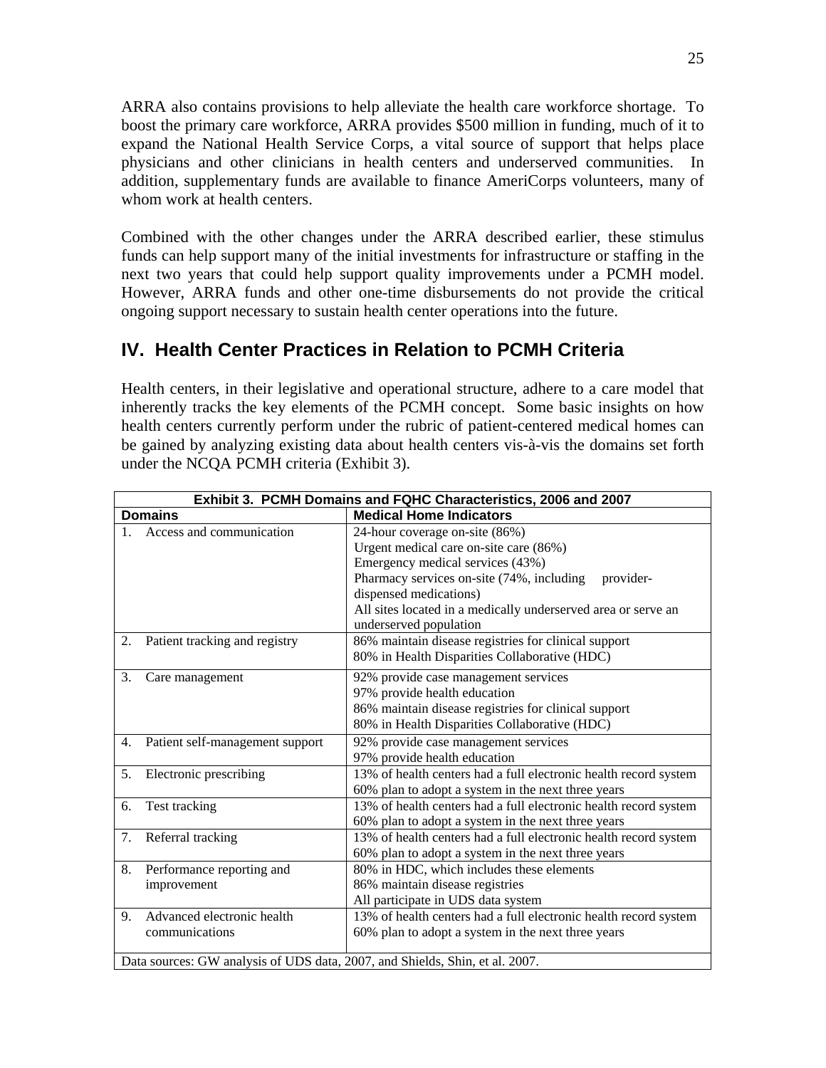ARRA also contains provisions to help alleviate the health care workforce shortage. To boost the primary care workforce, ARRA provides $500 million in funding, much of it to expand the National Health Service Corps, a vital source of support that helps place physicians and other clinicians in health centers and underserved communities. In addition, supplementary funds are available to finance AmeriCorps volunteers, many of whom work at health centers.

Combined with the other changes under the ARRA described earlier, these stimulus funds can help support many of the initial investments for infrastructure or staffing in the next two years that could help support quality improvements under a PCMH model. However, ARRA funds and other one-time disbursements do not provide the critical ongoing support necessary to sustain health center operations into the future.

## IV. Health Center Practices in Relation to PCMH Criteria

Health centers, in their legislative and operational structure, adhere to a care model that inherently tracks the key elements of the PCMH concept. Some basic insights on how health centers currently perform under the rubric of patient-centered medical homes can be gained by analyzing existing data about health centers vis-à-vis the domains set forth under the NCQA PCMH criteria (Exhibit 3).

**Exhibit 3. PCMH Domains and FQHC Characteristics, 2006 and 2007**

| Domains | Medical Home Indicators |
|---|---|
| 1. Access and communication | 24-hour coverage on-site (86%)<br>Urgent medical care on-site care (86%)<br>Emergency medical services (43%)<br>Pharmacy services on-site (74%, including provider-dispensed medications)<br>All sites located in a medically underserved area or serve an underserved population |
| 2. Patient tracking and registry | 86% maintain disease registries for clinical support<br>80% in Health Disparities Collaborative (HDC) |
| 3. Care management | 92% provide case management services<br>97% provide health education<br>86% maintain disease registries for clinical support<br>80% in Health Disparities Collaborative (HDC) |
| 4. Patient self-management support | 92% provide case management services<br>97% provide health education |
| 5. Electronic prescribing | 13% of health centers had a full electronic health record system<br>60% plan to adopt a system in the next three years |
| 6. Test tracking | 13% of health centers had a full electronic health record system<br>60% plan to adopt a system in the next three years |
| 7. Referral tracking | 13% of health centers had a full electronic health record system<br>60% plan to adopt a system in the next three years |
| 8. Performance reporting and improvement | 80% in HDC, which includes these elements<br>86% maintain disease registries<br>All participate in UDS data system |
| 9. Advanced electronic health communications | 13% of health centers had a full electronic health record system<br>60% plan to adopt a system in the next three years |

Data sources: GW analysis of UDS data, 2007, and Shields, Shin, et al. 2007.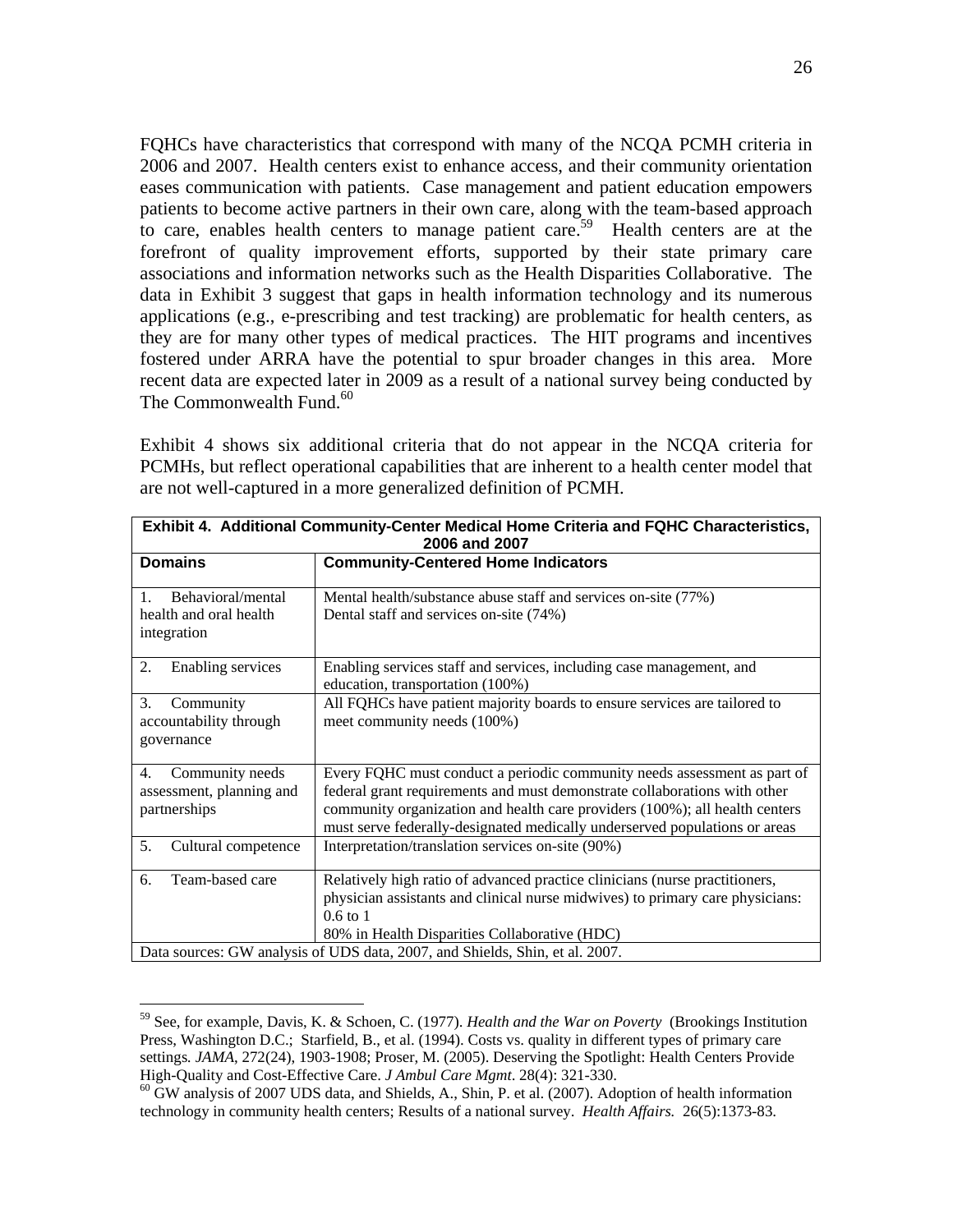FQHCs have characteristics that correspond with many of the NCQA PCMH criteria in 2006 and 2007. Health centers exist to enhance access, and their community orientation eases communication with patients. Case management and patient education empowers patients to become active partners in their own care, along with the team-based approach to care, enables health centers to manage patient care.[59] Health centers are at the forefront of quality improvement efforts, supported by their state primary care associations and information networks such as the Health Disparities Collaborative. The data in Exhibit 3 suggest that gaps in health information technology and its numerous applications (e.g., e-prescribing and test tracking) are problematic for health centers, as they are for many other types of medical practices. The HIT programs and incentives fostered under ARRA have the potential to spur broader changes in this area. More recent data are expected later in 2009 as a result of a national survey being conducted by The Commonwealth Fund.[60]

Exhibit 4 shows six additional criteria that do not appear in the NCQA criteria for PCMHs, but reflect operational capabilities that are inherent to a health center model that are not well-captured in a more generalized definition of PCMH.

**Exhibit 4. Additional Community-Center Medical Home Criteria and FQHC Characteristics, 2006 and 2007**

| Domains | Community-Centered Home Indicators |
|---|---|
| 1. Behavioral/mental health and oral health integration | Mental health/substance abuse staff and services on-site (77%)<br>Dental staff and services on-site (74%) |
| 2. Enabling services | Enabling services staff and services, including case management, and education, transportation (100%) |
| 3. Community accountability through governance | All FQHCs have patient majority boards to ensure services are tailored to meet community needs (100%) |
| 4. Community needs assessment, planning and partnerships | Every FQHC must conduct a periodic community needs assessment as part of federal grant requirements and must demonstrate collaborations with other community organization and health care providers (100%); all health centers must serve federally-designated medically underserved populations or areas |
| 5. Cultural competence | Interpretation/translation services on-site (90%) |
| 6. Team-based care | Relatively high ratio of advanced practice clinicians (nurse practitioners, physician assistants and clinical nurse midwives) to primary care physicians: 0.6 to 1<br>80% in Health Disparities Collaborative (HDC) |

Data sources: GW analysis of UDS data, 2007, and Shields, Shin, et al. 2007.

---

[59] See, for example, Davis, K. & Schoen, C. (1977). *Health and the War on Poverty* (Brookings Institution Press, Washington D.C.; Starfield, B., et al. (1994). Costs vs. quality in different types of primary care settings. *JAMA*, 272(24), 1903-1908; Proser, M. (2005). Deserving the Spotlight: Health Centers Provide High-Quality and Cost-Effective Care. *J Ambul Care Mgmt*. 28(4): 321-330.

[60] GW analysis of 2007 UDS data, and Shields, A., Shin, P. et al. (2007). Adoption of health information technology in community health centers; Results of a national survey. *Health Affairs.* 26(5):1373-83.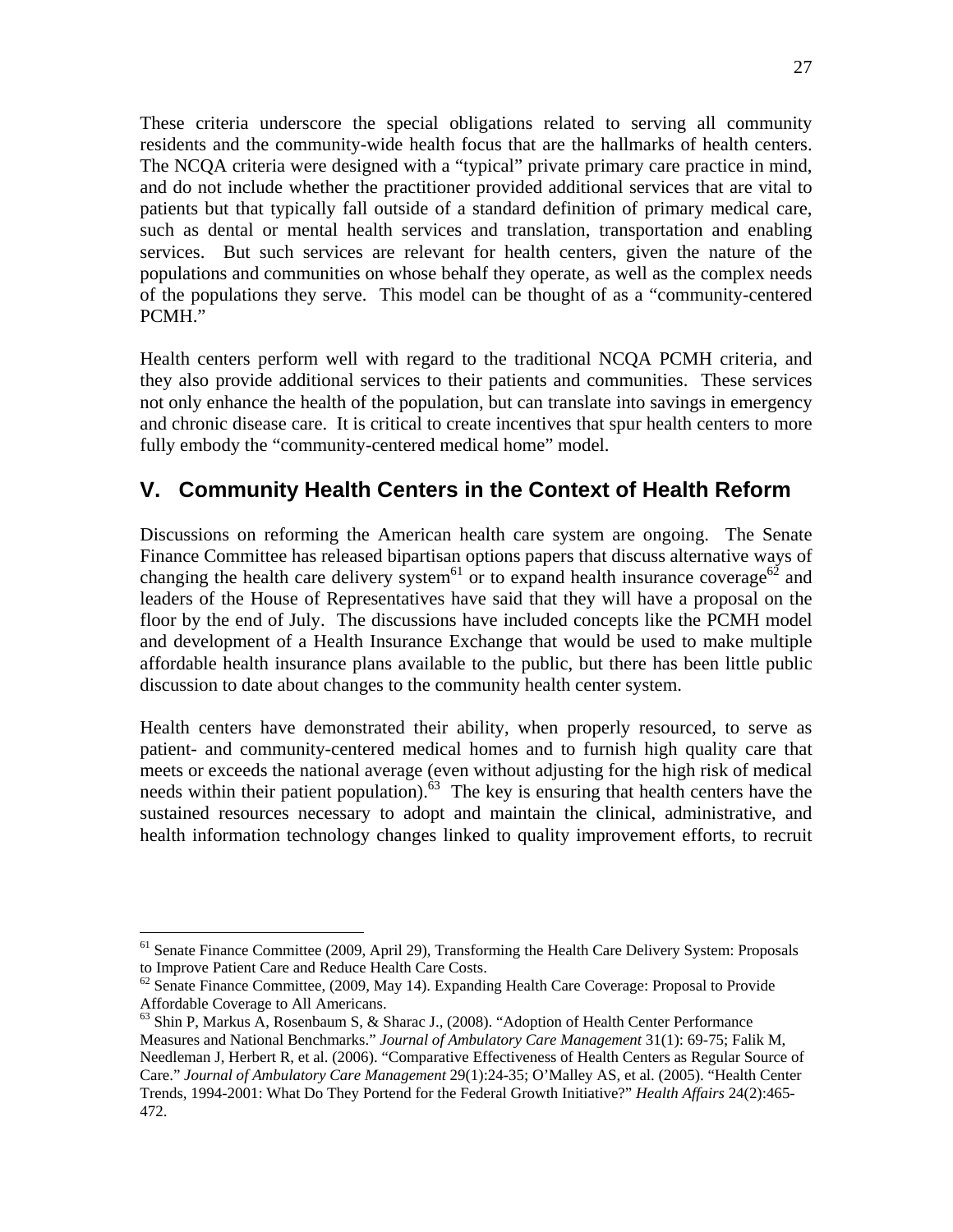These criteria underscore the special obligations related to serving all community residents and the community-wide health focus that are the hallmarks of health centers. The NCQA criteria were designed with a "typical" private primary care practice in mind, and do not include whether the practitioner provided additional services that are vital to patients but that typically fall outside of a standard definition of primary medical care, such as dental or mental health services and translation, transportation and enabling services. But such services are relevant for health centers, given the nature of the populations and communities on whose behalf they operate, as well as the complex needs of the populations they serve. This model can be thought of as a "community-centered PCMH."

Health centers perform well with regard to the traditional NCQA PCMH criteria, and they also provide additional services to their patients and communities. These services not only enhance the health of the population, but can translate into savings in emergency and chronic disease care. It is critical to create incentives that spur health centers to more fully embody the "community-centered medical home" model.

## V. Community Health Centers in the Context of Health Reform

Discussions on reforming the American health care system are ongoing. The Senate Finance Committee has released bipartisan options papers that discuss alternative ways of changing the health care delivery system[61] or to expand health insurance coverage[62] and leaders of the House of Representatives have said that they will have a proposal on the floor by the end of July. The discussions have included concepts like the PCMH model and development of a Health Insurance Exchange that would be used to make multiple affordable health insurance plans available to the public, but there has been little public discussion to date about changes to the community health center system.

Health centers have demonstrated their ability, when properly resourced, to serve as patient- and community-centered medical homes and to furnish high quality care that meets or exceeds the national average (even without adjusting for the high risk of medical needs within their patient population).[63] The key is ensuring that health centers have the sustained resources necessary to adopt and maintain the clinical, administrative, and health information technology changes linked to quality improvement efforts, to recruit

---

[61] Senate Finance Committee (2009, April 29), Transforming the Health Care Delivery System: Proposals to Improve Patient Care and Reduce Health Care Costs.

[62] Senate Finance Committee, (2009, May 14). Expanding Health Care Coverage: Proposal to Provide Affordable Coverage to All Americans.

[63] Shin P, Markus A, Rosenbaum S, & Sharac J., (2008). "Adoption of Health Center Performance Measures and National Benchmarks." *Journal of Ambulatory Care Management* 31(1): 69-75; Falik M, Needleman J, Herbert R, et al. (2006). "Comparative Effectiveness of Health Centers as Regular Source of Care." *Journal of Ambulatory Care Management* 29(1):24-35; O'Malley AS, et al. (2005). "Health Center Trends, 1994-2001: What Do They Portend for the Federal Growth Initiative?" *Health Affairs* 24(2):465-472.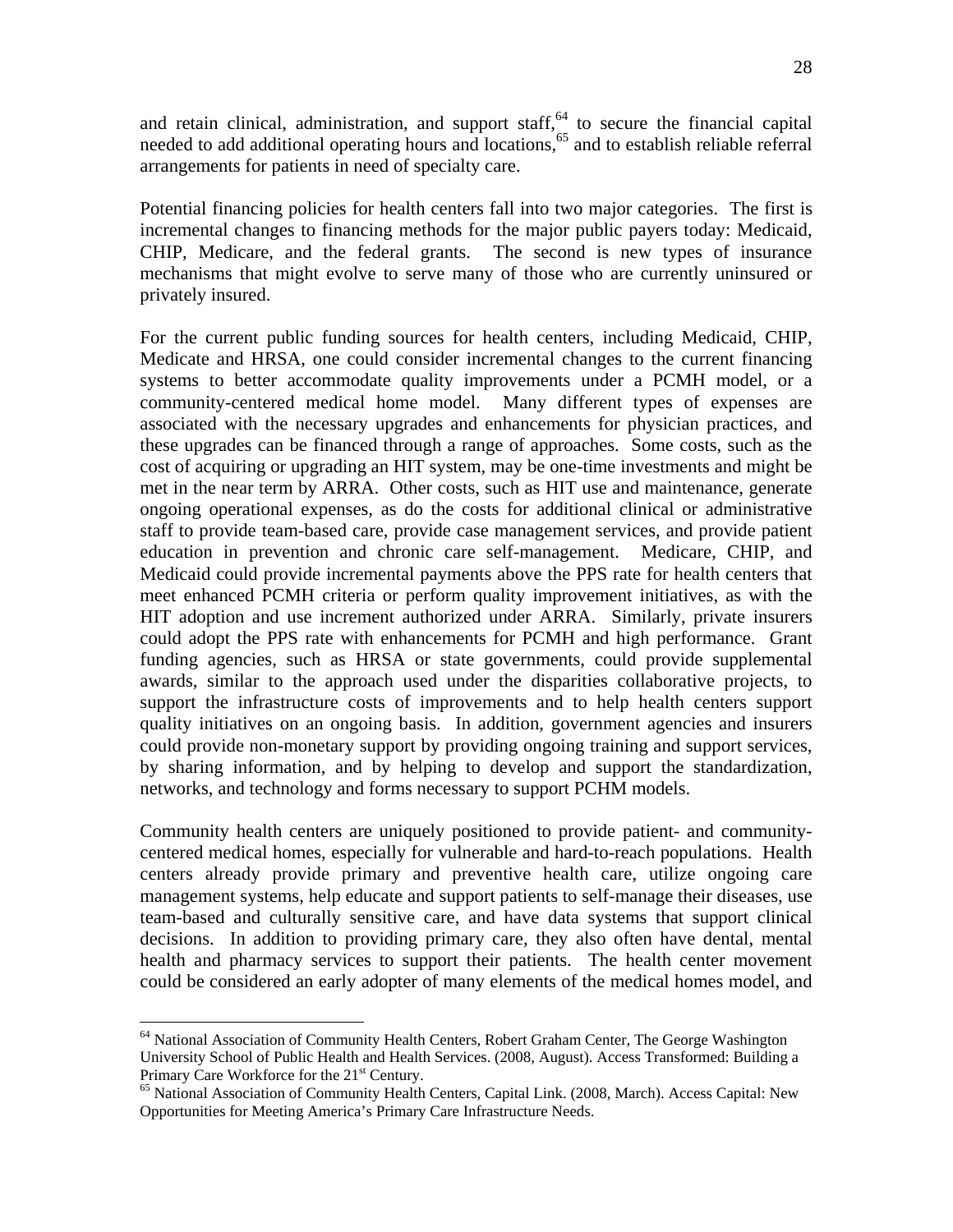and retain clinical, administration, and support staff,[64] to secure the financial capital needed to add additional operating hours and locations,[65] and to establish reliable referral arrangements for patients in need of specialty care.

Potential financing policies for health centers fall into two major categories. The first is incremental changes to financing methods for the major public payers today: Medicaid, CHIP, Medicare, and the federal grants. The second is new types of insurance mechanisms that might evolve to serve many of those who are currently uninsured or privately insured.

For the current public funding sources for health centers, including Medicaid, CHIP, Medicate and HRSA, one could consider incremental changes to the current financing systems to better accommodate quality improvements under a PCMH model, or a community-centered medical home model. Many different types of expenses are associated with the necessary upgrades and enhancements for physician practices, and these upgrades can be financed through a range of approaches. Some costs, such as the cost of acquiring or upgrading an HIT system, may be one-time investments and might be met in the near term by ARRA. Other costs, such as HIT use and maintenance, generate ongoing operational expenses, as do the costs for additional clinical or administrative staff to provide team-based care, provide case management services, and provide patient education in prevention and chronic care self-management. Medicare, CHIP, and Medicaid could provide incremental payments above the PPS rate for health centers that meet enhanced PCMH criteria or perform quality improvement initiatives, as with the HIT adoption and use increment authorized under ARRA. Similarly, private insurers could adopt the PPS rate with enhancements for PCMH and high performance. Grant funding agencies, such as HRSA or state governments, could provide supplemental awards, similar to the approach used under the disparities collaborative projects, to support the infrastructure costs of improvements and to help health centers support quality initiatives on an ongoing basis. In addition, government agencies and insurers could provide non-monetary support by providing ongoing training and support services, by sharing information, and by helping to develop and support the standardization, networks, and technology and forms necessary to support PCHM models.

Community health centers are uniquely positioned to provide patient- and community-centered medical homes, especially for vulnerable and hard-to-reach populations. Health centers already provide primary and preventive health care, utilize ongoing care management systems, help educate and support patients to self-manage their diseases, use team-based and culturally sensitive care, and have data systems that support clinical decisions. In addition to providing primary care, they also often have dental, mental health and pharmacy services to support their patients. The health center movement could be considered an early adopter of many elements of the medical homes model, and

---

[64] National Association of Community Health Centers, Robert Graham Center, The George Washington University School of Public Health and Health Services. (2008, August). Access Transformed: Building a Primary Care Workforce for the 21st Century.

[65] National Association of Community Health Centers, Capital Link. (2008, March). Access Capital: New Opportunities for Meeting America's Primary Care Infrastructure Needs.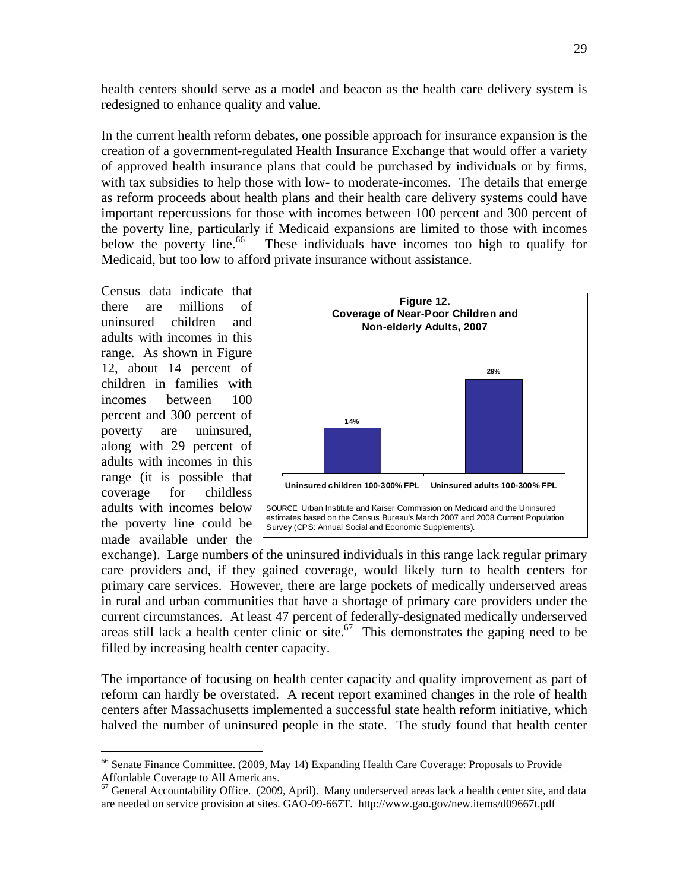health centers should serve as a model and beacon as the health care delivery system is redesigned to enhance quality and value.

In the current health reform debates, one possible approach for insurance expansion is the creation of a government-regulated Health Insurance Exchange that would offer a variety of approved health insurance plans that could be purchased by individuals or by firms, with tax subsidies to help those with low- to moderate-incomes. The details that emerge as reform proceeds about health plans and their health care delivery systems could have important repercussions for those with incomes between 100 percent and 300 percent of the poverty line, particularly if Medicaid expansions are limited to those with incomes below the poverty line.[66] These individuals have incomes too high to qualify for Medicaid, but too low to afford private insurance without assistance.

Census data indicate that there are millions of uninsured children and adults with incomes in this range. As shown in Figure 12, about 14 percent of children in families with incomes between 100 percent and 300 percent of poverty are uninsured, along with 29 percent of adults with incomes in this range (it is possible that coverage for childless adults with incomes below the poverty line could be made available under the exchange). Large numbers of the uninsured individuals in this range lack regular primary care providers and, if they gained coverage, would likely turn to health centers for primary care services. However, there are large pockets of medically underserved areas in rural and urban communities that have a shortage of primary care providers under the current circumstances. At least 47 percent of federally-designated medically underserved areas still lack a health center clinic or site.[67] This demonstrates the gaping need to be filled by increasing health center capacity.

**Figure 12.**
**Coverage of Near-Poor Children and Non-elderly Adults, 2007**

| Category | Percent |
|---|---|
| Uninsured children 100-300% FPL | 14% |
| Uninsured adults 100-300% FPL | 29% |

SOURCE: Urban Institute and Kaiser Commission on Medicaid and the Uninsured estimates based on the Census Bureau's March 2007 and 2008 Current Population Survey (CPS: Annual Social and Economic Supplements).

The importance of focusing on health center capacity and quality improvement as part of reform can hardly be overstated. A recent report examined changes in the role of health centers after Massachusetts implemented a successful state health reform initiative, which halved the number of uninsured people in the state. The study found that health center

---

[66] Senate Finance Committee. (2009, May 14) Expanding Health Care Coverage: Proposals to Provide Affordable Coverage to All Americans.

[67] General Accountability Office. (2009, April). Many underserved areas lack a health center site, and data are needed on service provision at sites. GAO-09-667T. http://www.gao.gov/new.items/d09667t.pdf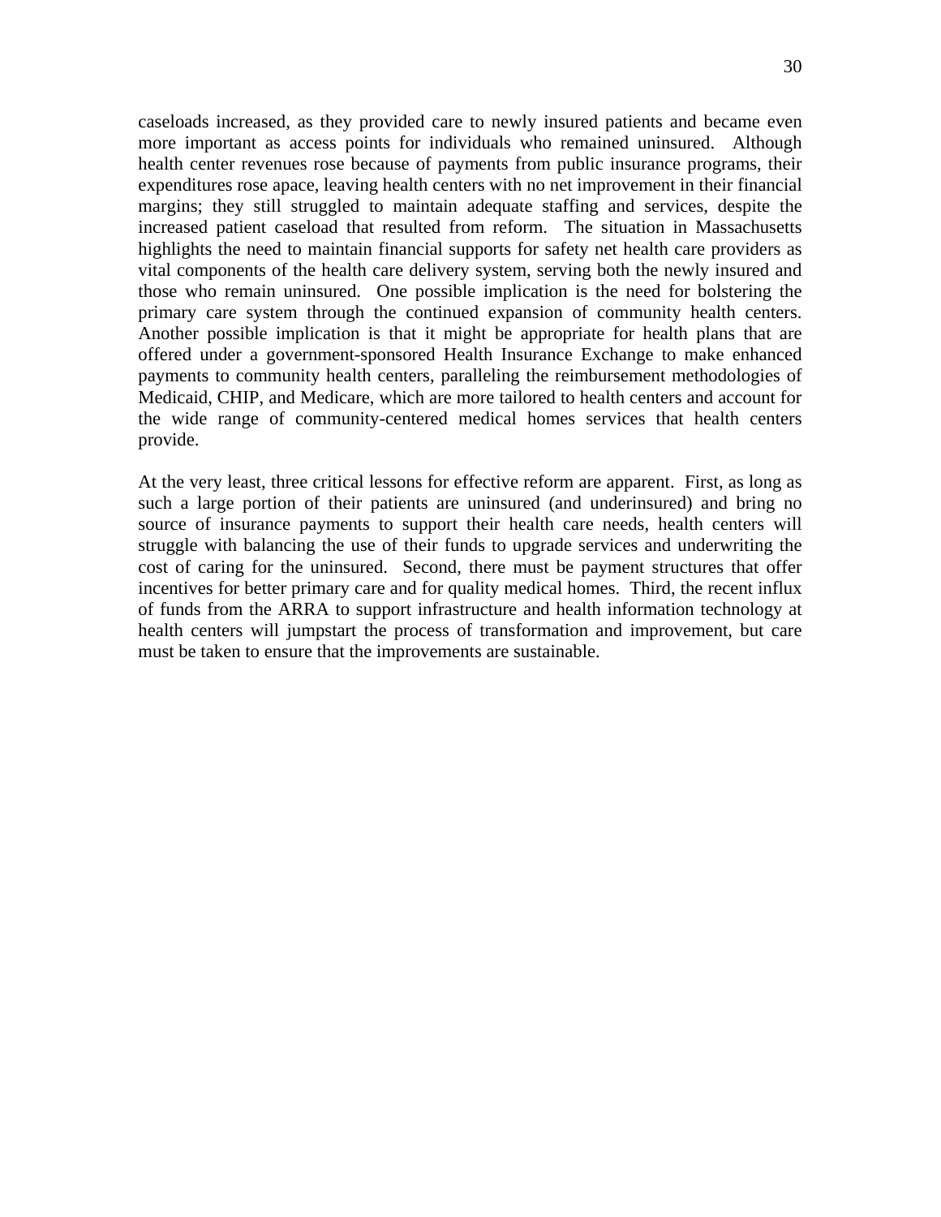caseloads increased, as they provided care to newly insured patients and became even more important as access points for individuals who remained uninsured. Although health center revenues rose because of payments from public insurance programs, their expenditures rose apace, leaving health centers with no net improvement in their financial margins; they still struggled to maintain adequate staffing and services, despite the increased patient caseload that resulted from reform. The situation in Massachusetts highlights the need to maintain financial supports for safety net health care providers as vital components of the health care delivery system, serving both the newly insured and those who remain uninsured. One possible implication is the need for bolstering the primary care system through the continued expansion of community health centers. Another possible implication is that it might be appropriate for health plans that are offered under a government-sponsored Health Insurance Exchange to make enhanced payments to community health centers, paralleling the reimbursement methodologies of Medicaid, CHIP, and Medicare, which are more tailored to health centers and account for the wide range of community-centered medical homes services that health centers provide.

At the very least, three critical lessons for effective reform are apparent. First, as long as such a large portion of their patients are uninsured (and underinsured) and bring no source of insurance payments to support their health care needs, health centers will struggle with balancing the use of their funds to upgrade services and underwriting the cost of caring for the uninsured. Second, there must be payment structures that offer incentives for better primary care and for quality medical homes. Third, the recent influx of funds from the ARRA to support infrastructure and health information technology at health centers will jumpstart the process of transformation and improvement, but care must be taken to ensure that the improvements are sustainable.